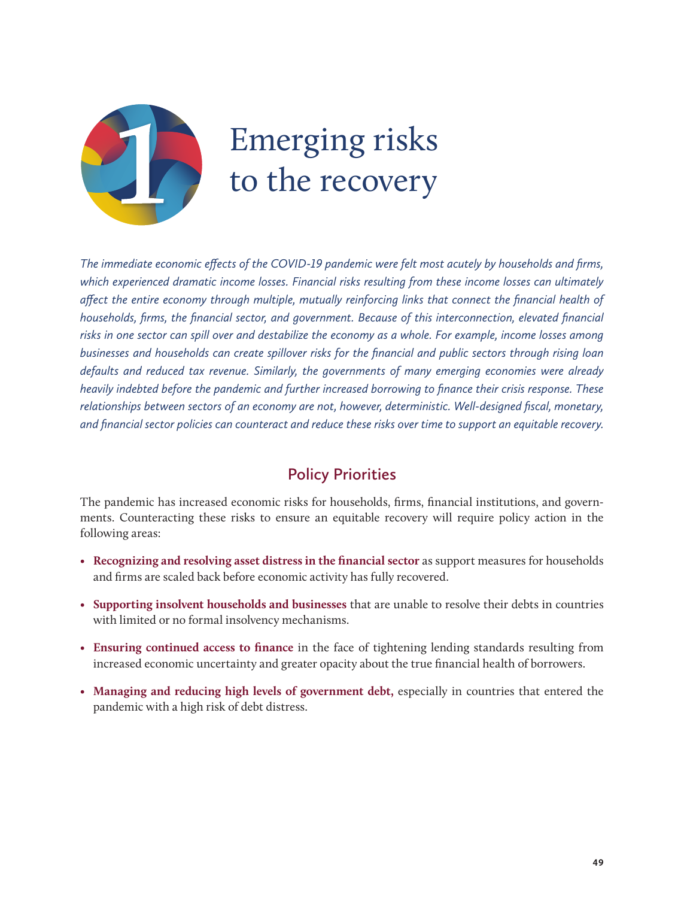# 1 Emerging risks to the recovery

*The immediate economic effects of the COVID-19 pandemic were felt most acutely by households and firms, which experienced dramatic income losses. Financial risks resulting from these income losses can ultimately affect the entire economy through multiple, mutually reinforcing links that connect the financial health of households, firms, the financial sector, and government. Because of this interconnection, elevated financial risks in one sector can spill over and destabilize the economy as a whole. For example, income losses among businesses and households can create spillover risks for the financial and public sectors through rising loan defaults and reduced tax revenue. Similarly, the governments of many emerging economies were already heavily indebted before the pandemic and further increased borrowing to finance their crisis response. These relationships between sectors of an economy are not, however, deterministic. Well-designed fiscal, monetary, and financial sector policies can counteract and reduce these risks over time to support an equitable recovery.*

## Policy Priorities

The pandemic has increased economic risks for households, firms, financial institutions, and governments. Counteracting these risks to ensure an equitable recovery will require policy action in the following areas:

- **Recognizing and resolving asset distress in the financial sector** as support measures for households and firms are scaled back before economic activity has fully recovered.
- **Supporting insolvent households and businesses** that are unable to resolve their debts in countries with limited or no formal insolvency mechanisms.
- **Ensuring continued access to finance** in the face of tightening lending standards resulting from increased economic uncertainty and greater opacity about the true financial health of borrowers.
- **Managing and reducing high levels of government debt,** especially in countries that entered the pandemic with a high risk of debt distress.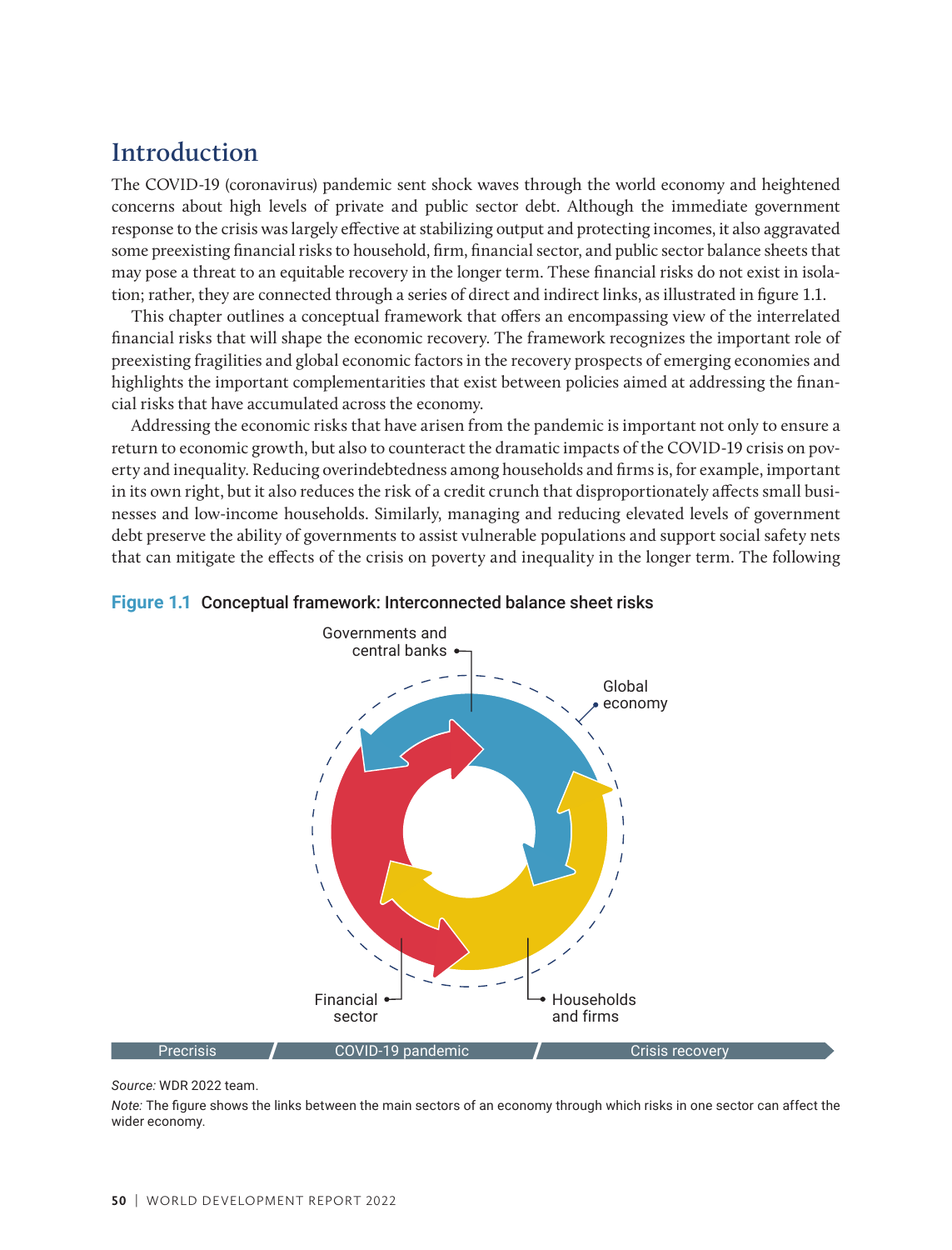## Introduction

The COVID-19 (coronavirus) pandemic sent shock waves through the world economy and heightened concerns about high levels of private and public sector debt. Although the immediate government response to the crisis was largely effective at stabilizing output and protecting incomes, it also aggravated some preexisting financial risks to household, firm, financial sector, and public sector balance sheets that may pose a threat to an equitable recovery in the longer term. These financial risks do not exist in isolation; rather, they are connected through a series of direct and indirect links, as illustrated in figure 1.1.

This chapter outlines a conceptual framework that offers an encompassing view of the interrelated financial risks that will shape the economic recovery. The framework recognizes the important role of preexisting fragilities and global economic factors in the recovery prospects of emerging economies and highlights the important complementarities that exist between policies aimed at addressing the financial risks that have accumulated across the economy.

Addressing the economic risks that have arisen from the pandemic is important not only to ensure a return to economic growth, but also to counteract the dramatic impacts of the COVID-19 crisis on poverty and inequality. Reducing overindebtedness among households and firms is, for example, important in its own right, but it also reduces the risk of a credit crunch that disproportionately affects small businesses and low-income households. Similarly, managing and reducing elevated levels of government debt preserve the ability of governments to assist vulnerable populations and support social safety nets that can mitigate the effects of the crisis on poverty and inequality in the longer term. The following

**Figure 1.1 Conceptual framework: Interconnected balance sheet risks**

Governments and central banks

Global economy

Financial sector

Households and firms

Precrisis | COVID-19 pandemic | Crisis recovery

*Source:* WDR 2022 team.

*Note:* The figure shows the links between the main sectors of an economy through which risks in one sector can affect the wider economy.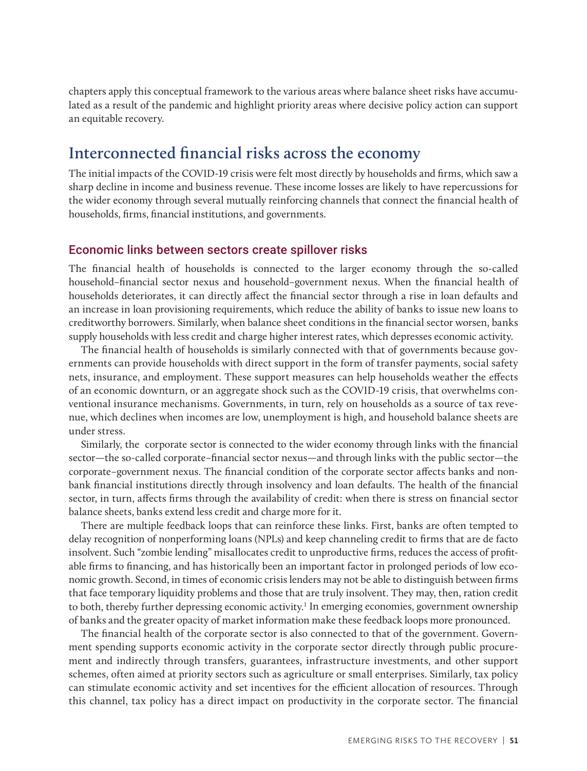chapters apply this conceptual framework to the various areas where balance sheet risks have accumulated as a result of the pandemic and highlight priority areas where decisive policy action can support an equitable recovery.

## Interconnected financial risks across the economy

The initial impacts of the COVID-19 crisis were felt most directly by households and firms, which saw a sharp decline in income and business revenue. These income losses are likely to have repercussions for the wider economy through several mutually reinforcing channels that connect the financial health of households, firms, financial institutions, and governments.

### Economic links between sectors create spillover risks

The financial health of households is connected to the larger economy through the so-called household–financial sector nexus and household–government nexus. When the financial health of households deteriorates, it can directly affect the financial sector through a rise in loan defaults and an increase in loan provisioning requirements, which reduce the ability of banks to issue new loans to creditworthy borrowers. Similarly, when balance sheet conditions in the financial sector worsen, banks supply households with less credit and charge higher interest rates, which depresses economic activity.

The financial health of households is similarly connected with that of governments because governments can provide households with direct support in the form of transfer payments, social safety nets, insurance, and employment. These support measures can help households weather the effects of an economic downturn, or an aggregate shock such as the COVID-19 crisis, that overwhelms conventional insurance mechanisms. Governments, in turn, rely on households as a source of tax revenue, which declines when incomes are low, unemployment is high, and household balance sheets are under stress.

Similarly, the corporate sector is connected to the wider economy through links with the financial sector—the so-called corporate–financial sector nexus—and through links with the public sector—the corporate–government nexus. The financial condition of the corporate sector affects banks and nonbank financial institutions directly through insolvency and loan defaults. The health of the financial sector, in turn, affects firms through the availability of credit: when there is stress on financial sector balance sheets, banks extend less credit and charge more for it.

There are multiple feedback loops that can reinforce these links. First, banks are often tempted to delay recognition of nonperforming loans (NPLs) and keep channeling credit to firms that are de facto insolvent. Such "zombie lending" misallocates credit to unproductive firms, reduces the access of profitable firms to financing, and has historically been an important factor in prolonged periods of low economic growth. Second, in times of economic crisis lenders may not be able to distinguish between firms that face temporary liquidity problems and those that are truly insolvent. They may, then, ration credit to both, thereby further depressing economic activity.[1] In emerging economies, government ownership of banks and the greater opacity of market information make these feedback loops more pronounced.

The financial health of the corporate sector is also connected to that of the government. Government spending supports economic activity in the corporate sector directly through public procurement and indirectly through transfers, guarantees, infrastructure investments, and other support schemes, often aimed at priority sectors such as agriculture or small enterprises. Similarly, tax policy can stimulate economic activity and set incentives for the efficient allocation of resources. Through this channel, tax policy has a direct impact on productivity in the corporate sector. The financial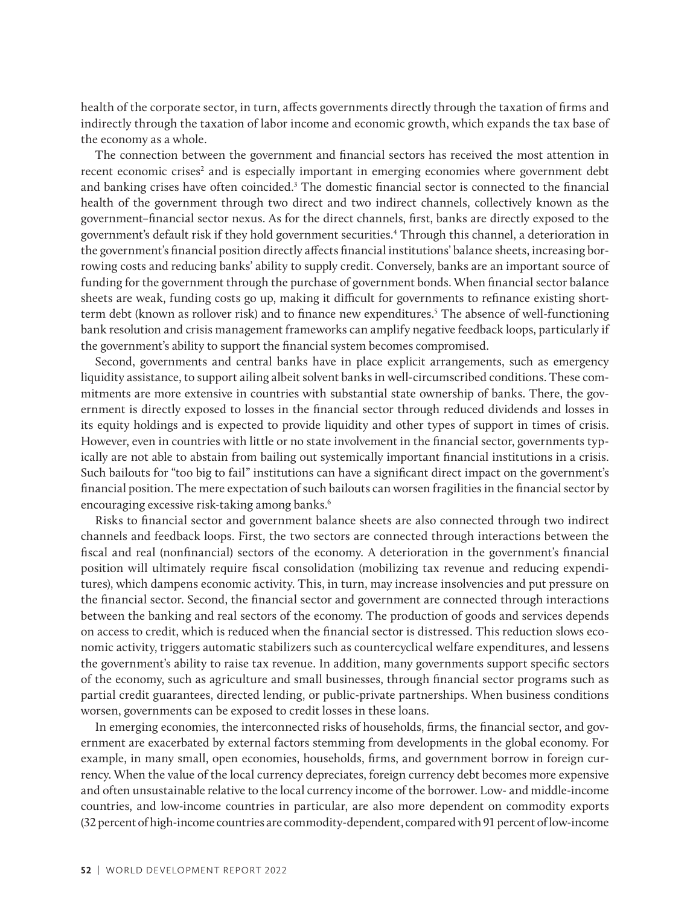health of the corporate sector, in turn, affects governments directly through the taxation of firms and indirectly through the taxation of labor income and economic growth, which expands the tax base of the economy as a whole.

The connection between the government and financial sectors has received the most attention in recent economic crises[2] and is especially important in emerging economies where government debt and banking crises have often coincided.[3] The domestic financial sector is connected to the financial health of the government through two direct and two indirect channels, collectively known as the government–financial sector nexus. As for the direct channels, first, banks are directly exposed to the government's default risk if they hold government securities.[4] Through this channel, a deterioration in the government's financial position directly affects financial institutions' balance sheets, increasing borrowing costs and reducing banks' ability to supply credit. Conversely, banks are an important source of funding for the government through the purchase of government bonds. When financial sector balance sheets are weak, funding costs go up, making it difficult for governments to refinance existing short-term debt (known as rollover risk) and to finance new expenditures.[5] The absence of well-functioning bank resolution and crisis management frameworks can amplify negative feedback loops, particularly if the government's ability to support the financial system becomes compromised.

Second, governments and central banks have in place explicit arrangements, such as emergency liquidity assistance, to support ailing albeit solvent banks in well-circumscribed conditions. These commitments are more extensive in countries with substantial state ownership of banks. There, the government is directly exposed to losses in the financial sector through reduced dividends and losses in its equity holdings and is expected to provide liquidity and other types of support in times of crisis. However, even in countries with little or no state involvement in the financial sector, governments typically are not able to abstain from bailing out systemically important financial institutions in a crisis. Such bailouts for "too big to fail" institutions can have a significant direct impact on the government's financial position. The mere expectation of such bailouts can worsen fragilities in the financial sector by encouraging excessive risk-taking among banks.[6]

Risks to financial sector and government balance sheets are also connected through two indirect channels and feedback loops. First, the two sectors are connected through interactions between the fiscal and real (nonfinancial) sectors of the economy. A deterioration in the government's financial position will ultimately require fiscal consolidation (mobilizing tax revenue and reducing expenditures), which dampens economic activity. This, in turn, may increase insolvencies and put pressure on the financial sector. Second, the financial sector and government are connected through interactions between the banking and real sectors of the economy. The production of goods and services depends on access to credit, which is reduced when the financial sector is distressed. This reduction slows economic activity, triggers automatic stabilizers such as countercyclical welfare expenditures, and lessens the government's ability to raise tax revenue. In addition, many governments support specific sectors of the economy, such as agriculture and small businesses, through financial sector programs such as partial credit guarantees, directed lending, or public-private partnerships. When business conditions worsen, governments can be exposed to credit losses in these loans.

In emerging economies, the interconnected risks of households, firms, the financial sector, and government are exacerbated by external factors stemming from developments in the global economy. For example, in many small, open economies, households, firms, and government borrow in foreign currency. When the value of the local currency depreciates, foreign currency debt becomes more expensive and often unsustainable relative to the local currency income of the borrower. Low- and middle-income countries, and low-income countries in particular, are also more dependent on commodity exports (32 percent of high-income countries are commodity-dependent, compared with 91 percent of low-income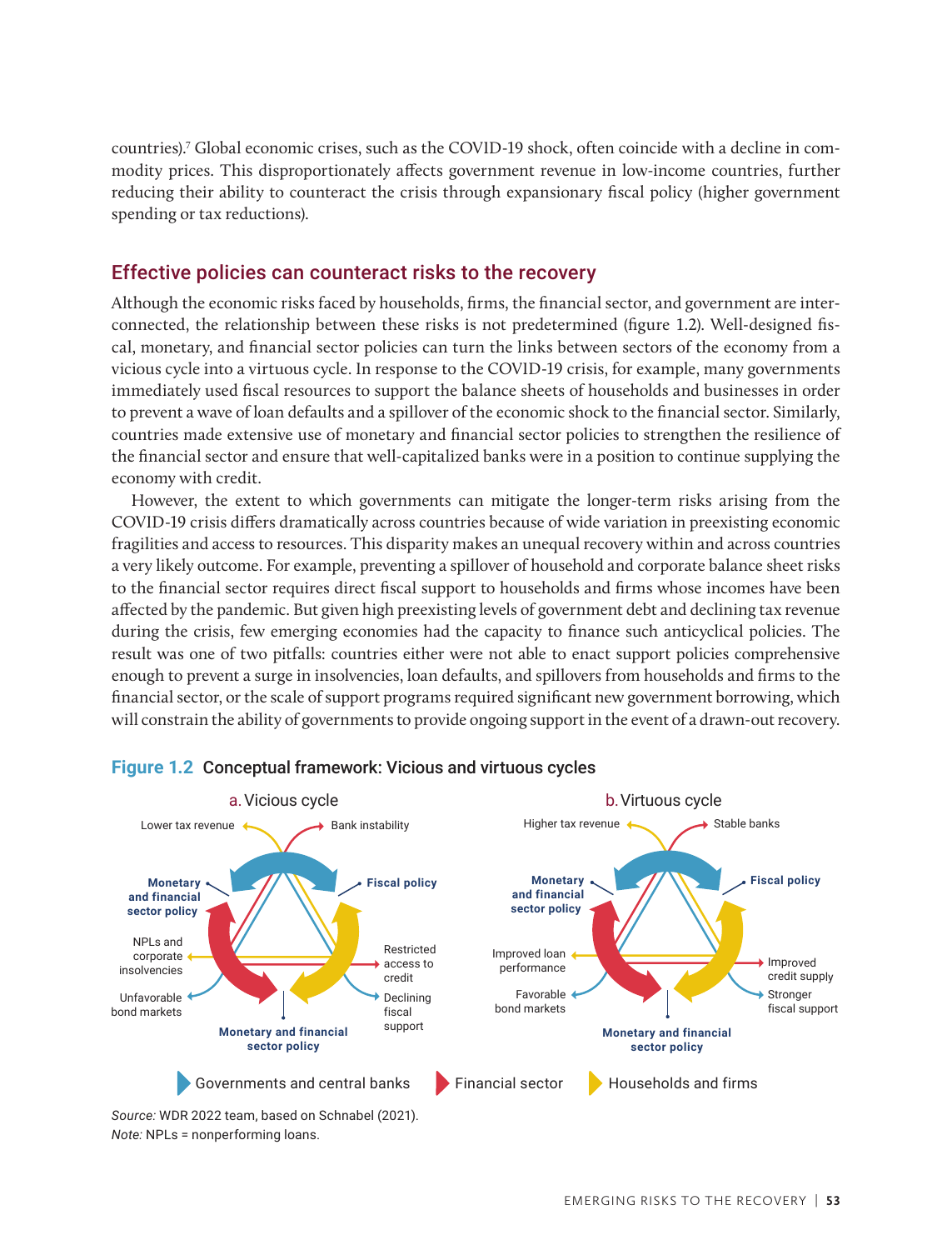countries).[7] Global economic crises, such as the COVID-19 shock, often coincide with a decline in commodity prices. This disproportionately affects government revenue in low-income countries, further reducing their ability to counteract the crisis through expansionary fiscal policy (higher government spending or tax reductions).

## Effective policies can counteract risks to the recovery

Although the economic risks faced by households, firms, the financial sector, and government are interconnected, the relationship between these risks is not predetermined (figure 1.2). Well-designed fiscal, monetary, and financial sector policies can turn the links between sectors of the economy from a vicious cycle into a virtuous cycle. In response to the COVID-19 crisis, for example, many governments immediately used fiscal resources to support the balance sheets of households and businesses in order to prevent a wave of loan defaults and a spillover of the economic shock to the financial sector. Similarly, countries made extensive use of monetary and financial sector policies to strengthen the resilience of the financial sector and ensure that well-capitalized banks were in a position to continue supplying the economy with credit.

However, the extent to which governments can mitigate the longer-term risks arising from the COVID-19 crisis differs dramatically across countries because of wide variation in preexisting economic fragilities and access to resources. This disparity makes an unequal recovery within and across countries a very likely outcome. For example, preventing a spillover of household and corporate balance sheet risks to the financial sector requires direct fiscal support to households and firms whose incomes have been affected by the pandemic. But given high preexisting levels of government debt and declining tax revenue during the crisis, few emerging economies had the capacity to finance such anticyclical policies. The result was one of two pitfalls: countries either were not able to enact support policies comprehensive enough to prevent a surge in insolvencies, loan defaults, and spillovers from households and firms to the financial sector, or the scale of support programs required significant new government borrowing, which will constrain the ability of governments to provide ongoing support in the event of a drawn-out recovery.

**Figure 1.2** Conceptual framework: Vicious and virtuous cycles

a. Vicious cycle: Lower tax revenue; Bank instability; Monetary and financial sector policy; Fiscal policy; NPLs and corporate insolvencies; Restricted access to credit; Unfavorable bond markets; Declining fiscal support; Monetary and financial sector policy

b. Virtuous cycle: Higher tax revenue; Stable banks; Monetary and financial sector policy; Fiscal policy; Improved loan performance; Improved credit supply; Favorable bond markets; Stronger fiscal support; Monetary and financial sector policy

Governments and central banks | Financial sector | Households and firms

*Source:* WDR 2022 team, based on Schnabel (2021).
*Note:* NPLs = nonperforming loans.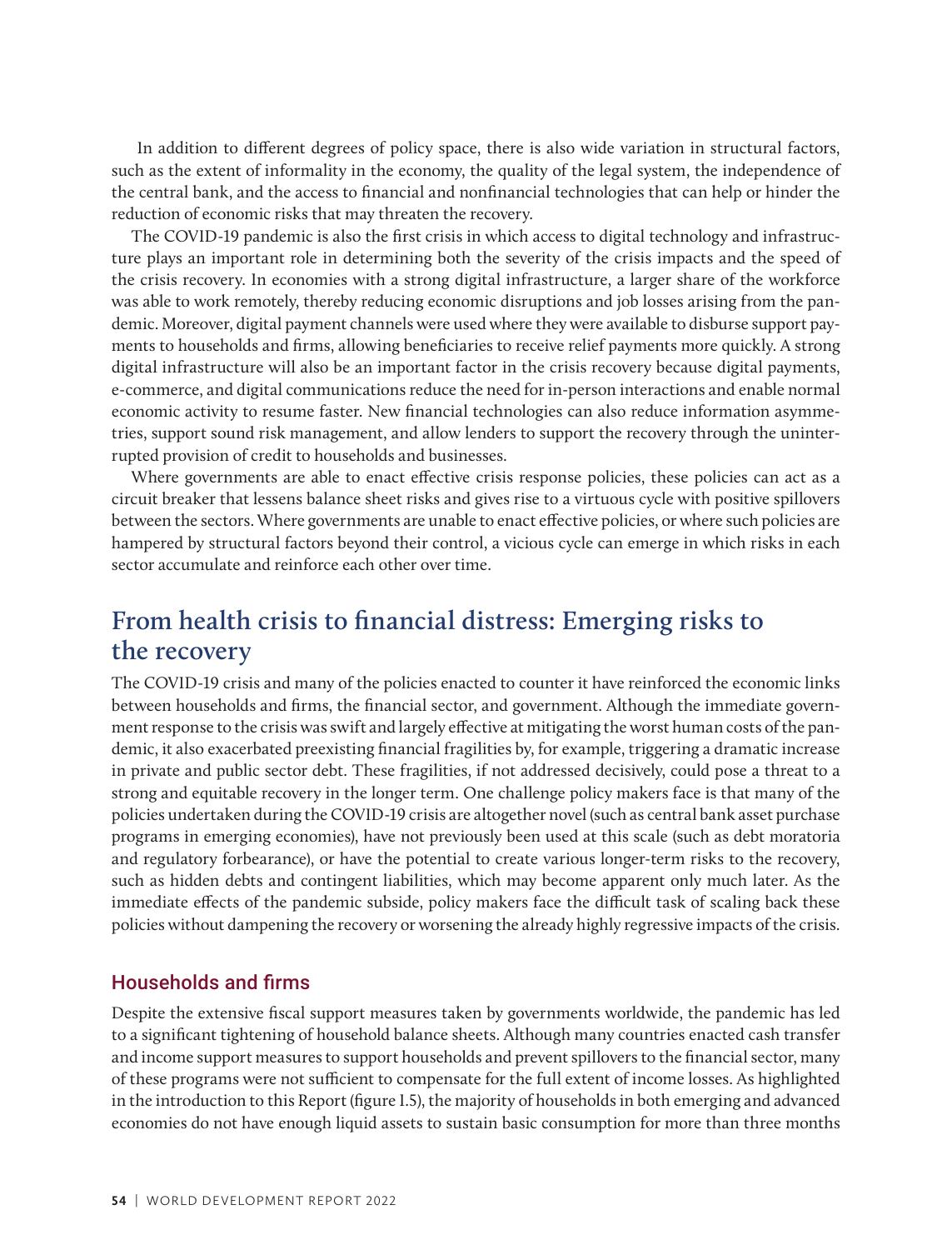In addition to different degrees of policy space, there is also wide variation in structural factors, such as the extent of informality in the economy, the quality of the legal system, the independence of the central bank, and the access to financial and nonfinancial technologies that can help or hinder the reduction of economic risks that may threaten the recovery.

The COVID-19 pandemic is also the first crisis in which access to digital technology and infrastructure plays an important role in determining both the severity of the crisis impacts and the speed of the crisis recovery. In economies with a strong digital infrastructure, a larger share of the workforce was able to work remotely, thereby reducing economic disruptions and job losses arising from the pandemic. Moreover, digital payment channels were used where they were available to disburse support payments to households and firms, allowing beneficiaries to receive relief payments more quickly. A strong digital infrastructure will also be an important factor in the crisis recovery because digital payments, e-commerce, and digital communications reduce the need for in-person interactions and enable normal economic activity to resume faster. New financial technologies can also reduce information asymmetries, support sound risk management, and allow lenders to support the recovery through the uninterrupted provision of credit to households and businesses.

Where governments are able to enact effective crisis response policies, these policies can act as a circuit breaker that lessens balance sheet risks and gives rise to a virtuous cycle with positive spillovers between the sectors. Where governments are unable to enact effective policies, or where such policies are hampered by structural factors beyond their control, a vicious cycle can emerge in which risks in each sector accumulate and reinforce each other over time.

## From health crisis to financial distress: Emerging risks to the recovery

The COVID-19 crisis and many of the policies enacted to counter it have reinforced the economic links between households and firms, the financial sector, and government. Although the immediate government response to the crisis was swift and largely effective at mitigating the worst human costs of the pandemic, it also exacerbated preexisting financial fragilities by, for example, triggering a dramatic increase in private and public sector debt. These fragilities, if not addressed decisively, could pose a threat to a strong and equitable recovery in the longer term. One challenge policy makers face is that many of the policies undertaken during the COVID-19 crisis are altogether novel (such as central bank asset purchase programs in emerging economies), have not previously been used at this scale (such as debt moratoria and regulatory forbearance), or have the potential to create various longer-term risks to the recovery, such as hidden debts and contingent liabilities, which may become apparent only much later. As the immediate effects of the pandemic subside, policy makers face the difficult task of scaling back these policies without dampening the recovery or worsening the already highly regressive impacts of the crisis.

### Households and firms

Despite the extensive fiscal support measures taken by governments worldwide, the pandemic has led to a significant tightening of household balance sheets. Although many countries enacted cash transfer and income support measures to support households and prevent spillovers to the financial sector, many of these programs were not sufficient to compensate for the full extent of income losses. As highlighted in the introduction to this Report (figure I.5), the majority of households in both emerging and advanced economies do not have enough liquid assets to sustain basic consumption for more than three months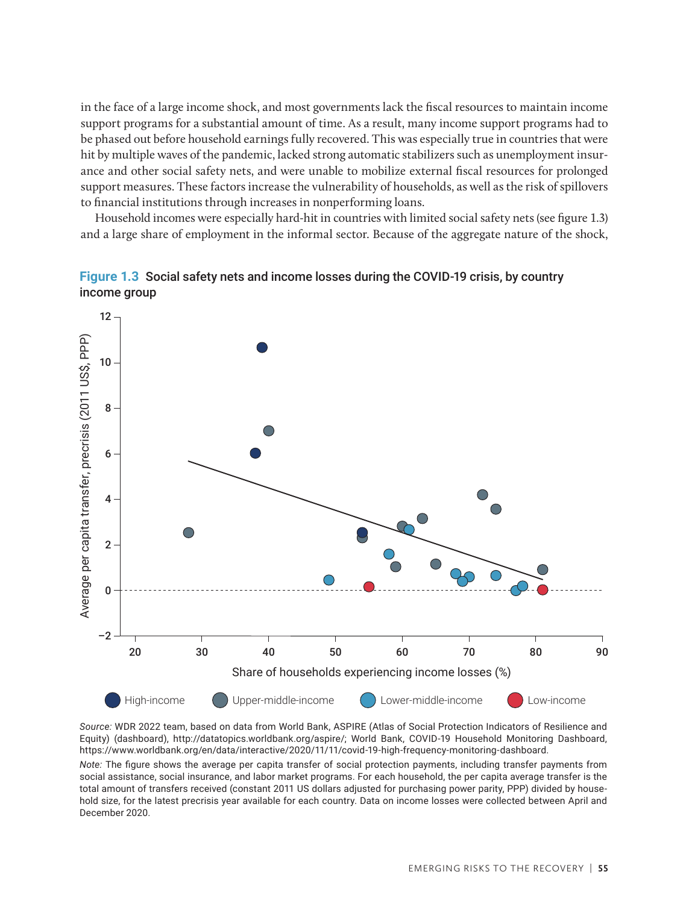in the face of a large income shock, and most governments lack the fiscal resources to maintain income support programs for a substantial amount of time. As a result, many income support programs had to be phased out before household earnings fully recovered. This was especially true in countries that were hit by multiple waves of the pandemic, lacked strong automatic stabilizers such as unemployment insurance and other social safety nets, and were unable to mobilize external fiscal resources for prolonged support measures. These factors increase the vulnerability of households, as well as the risk of spillovers to financial institutions through increases in nonperforming loans.

Household incomes were especially hard-hit in countries with limited social safety nets (see figure 1.3) and a large share of employment in the informal sector. Because of the aggregate nature of the shock,

**Figure 1.3 Social safety nets and income losses during the COVID-19 crisis, by country income group**

*Source:* WDR 2022 team, based on data from World Bank, ASPIRE (Atlas of Social Protection Indicators of Resilience and Equity) (dashboard), http://datatopics.worldbank.org/aspire/; World Bank, COVID-19 Household Monitoring Dashboard, https://www.worldbank.org/en/data/interactive/2020/11/11/covid-19-high-frequency-monitoring-dashboard.

*Note:* The figure shows the average per capita transfer of social protection payments, including transfer payments from social assistance, social insurance, and labor market programs. For each household, the per capita average transfer is the total amount of transfers received (constant 2011 US dollars adjusted for purchasing power parity, PPP) divided by household size, for the latest precrisis year available for each country. Data on income losses were collected between April and December 2020.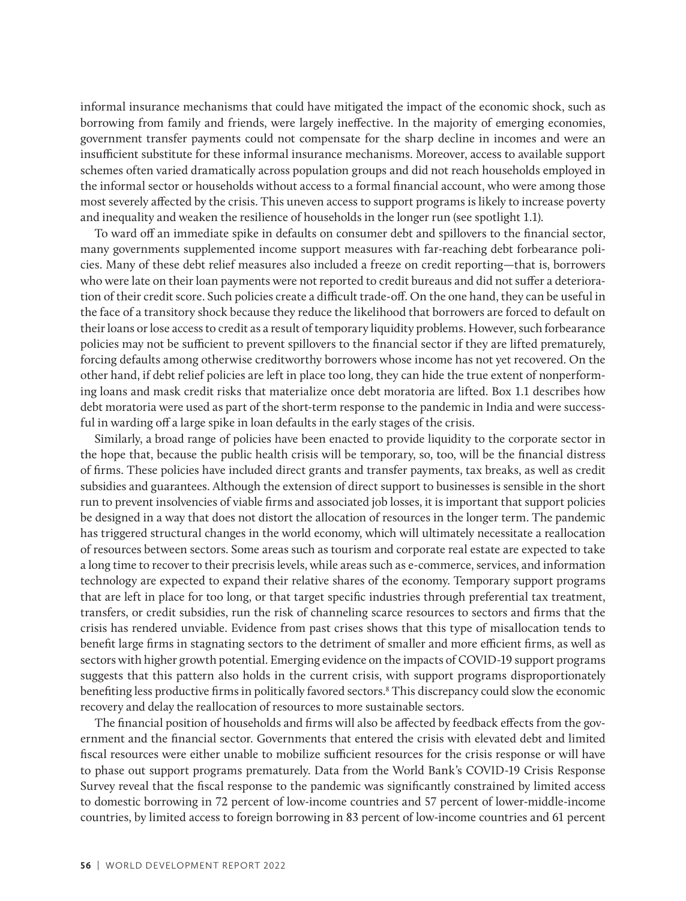informal insurance mechanisms that could have mitigated the impact of the economic shock, such as borrowing from family and friends, were largely ineffective. In the majority of emerging economies, government transfer payments could not compensate for the sharp decline in incomes and were an insufficient substitute for these informal insurance mechanisms. Moreover, access to available support schemes often varied dramatically across population groups and did not reach households employed in the informal sector or households without access to a formal financial account, who were among those most severely affected by the crisis. This uneven access to support programs is likely to increase poverty and inequality and weaken the resilience of households in the longer run (see spotlight 1.1).

To ward off an immediate spike in defaults on consumer debt and spillovers to the financial sector, many governments supplemented income support measures with far-reaching debt forbearance policies. Many of these debt relief measures also included a freeze on credit reporting—that is, borrowers who were late on their loan payments were not reported to credit bureaus and did not suffer a deterioration of their credit score. Such policies create a difficult trade-off. On the one hand, they can be useful in the face of a transitory shock because they reduce the likelihood that borrowers are forced to default on their loans or lose access to credit as a result of temporary liquidity problems. However, such forbearance policies may not be sufficient to prevent spillovers to the financial sector if they are lifted prematurely, forcing defaults among otherwise creditworthy borrowers whose income has not yet recovered. On the other hand, if debt relief policies are left in place too long, they can hide the true extent of nonperforming loans and mask credit risks that materialize once debt moratoria are lifted. Box 1.1 describes how debt moratoria were used as part of the short-term response to the pandemic in India and were successful in warding off a large spike in loan defaults in the early stages of the crisis.

Similarly, a broad range of policies have been enacted to provide liquidity to the corporate sector in the hope that, because the public health crisis will be temporary, so, too, will be the financial distress of firms. These policies have included direct grants and transfer payments, tax breaks, as well as credit subsidies and guarantees. Although the extension of direct support to businesses is sensible in the short run to prevent insolvencies of viable firms and associated job losses, it is important that support policies be designed in a way that does not distort the allocation of resources in the longer term. The pandemic has triggered structural changes in the world economy, which will ultimately necessitate a reallocation of resources between sectors. Some areas such as tourism and corporate real estate are expected to take a long time to recover to their precrisis levels, while areas such as e-commerce, services, and information technology are expected to expand their relative shares of the economy. Temporary support programs that are left in place for too long, or that target specific industries through preferential tax treatment, transfers, or credit subsidies, run the risk of channeling scarce resources to sectors and firms that the crisis has rendered unviable. Evidence from past crises shows that this type of misallocation tends to benefit large firms in stagnating sectors to the detriment of smaller and more efficient firms, as well as sectors with higher growth potential. Emerging evidence on the impacts of COVID-19 support programs suggests that this pattern also holds in the current crisis, with support programs disproportionately benefiting less productive firms in politically favored sectors.[8] This discrepancy could slow the economic recovery and delay the reallocation of resources to more sustainable sectors.

The financial position of households and firms will also be affected by feedback effects from the government and the financial sector. Governments that entered the crisis with elevated debt and limited fiscal resources were either unable to mobilize sufficient resources for the crisis response or will have to phase out support programs prematurely. Data from the World Bank's COVID-19 Crisis Response Survey reveal that the fiscal response to the pandemic was significantly constrained by limited access to domestic borrowing in 72 percent of low-income countries and 57 percent of lower-middle-income countries, by limited access to foreign borrowing in 83 percent of low-income countries and 61 percent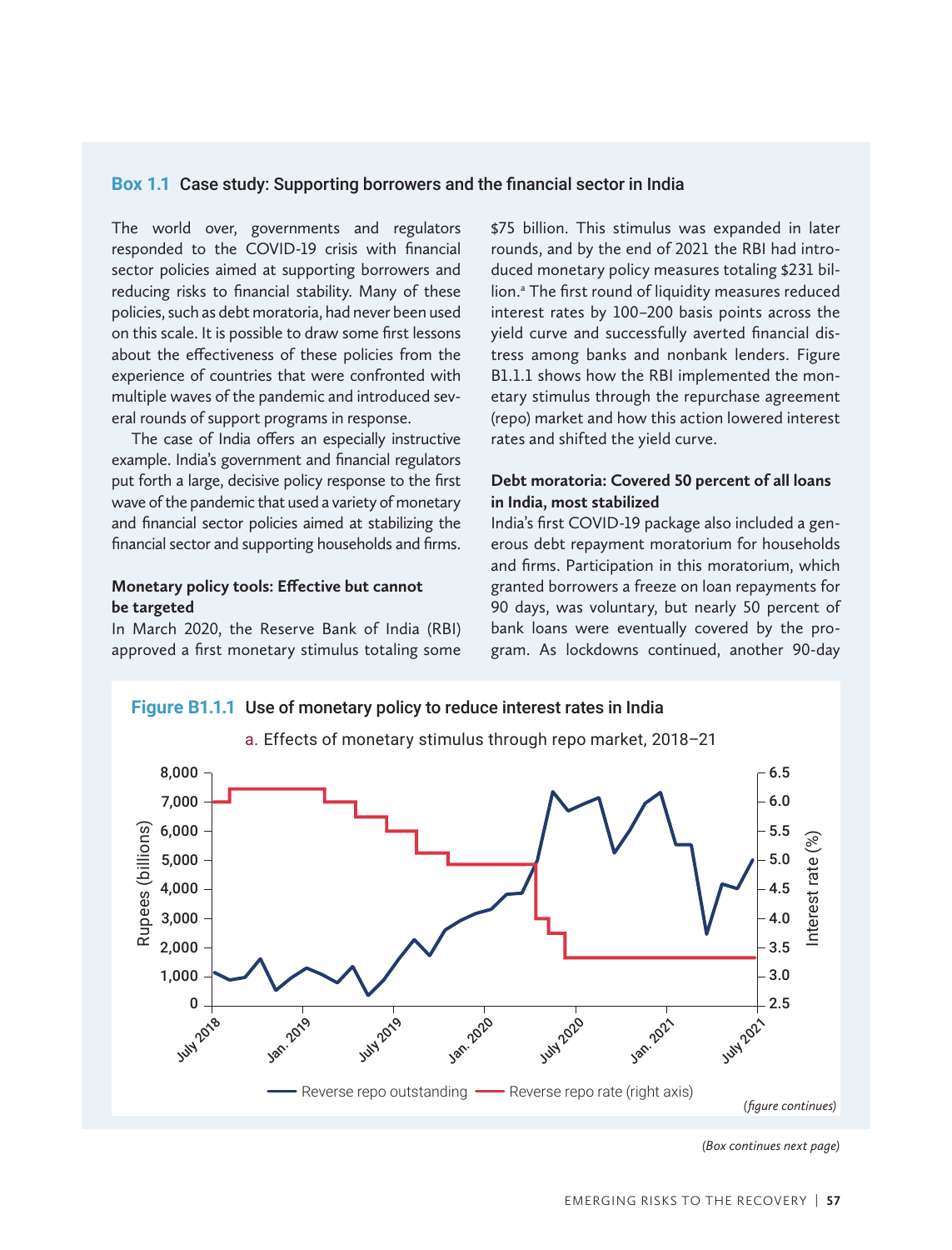## Box 1.1 Case study: Supporting borrowers and the financial sector in India

The world over, governments and regulators responded to the COVID-19 crisis with financial sector policies aimed at supporting borrowers and reducing risks to financial stability. Many of these policies, such as debt moratoria, had never been used on this scale. It is possible to draw some first lessons about the effectiveness of these policies from the experience of countries that were confronted with multiple waves of the pandemic and introduced several rounds of support programs in response.

The case of India offers an especially instructive example. India's government and financial regulators put forth a large, decisive policy response to the first wave of the pandemic that used a variety of monetary and financial sector policies aimed at stabilizing the financial sector and supporting households and firms.

### Monetary policy tools: Effective but cannot be targeted

In March 2020, the Reserve Bank of India (RBI) approved a first monetary stimulus totaling some $75 billion. This stimulus was expanded in later rounds, and by the end of 2021 the RBI had introduced monetary policy measures totaling $231 billion.[a] The first round of liquidity measures reduced interest rates by 100–200 basis points across the yield curve and successfully averted financial distress among banks and nonbank lenders. Figure B1.1.1 shows how the RBI implemented the monetary stimulus through the repurchase agreement (repo) market and how this action lowered interest rates and shifted the yield curve.

### Debt moratoria: Covered 50 percent of all loans in India, most stabilized

India's first COVID-19 package also included a generous debt repayment moratorium for households and firms. Participation in this moratorium, which granted borrowers a freeze on loan repayments for 90 days, was voluntary, but nearly 50 percent of bank loans were eventually covered by the program. As lockdowns continued, another 90-day

**Figure B1.1.1** Use of monetary policy to reduce interest rates in India

a. Effects of monetary stimulus through repo market, 2018–21

(Line chart: Rupees (billions), 0–8,000, left axis; Interest rate (%), 2.5–6.5, right axis; July 2018 to July 2021. Legend: Reverse repo outstanding; Reverse repo rate (right axis).)

*(figure continues)*

*(Box continues next page)*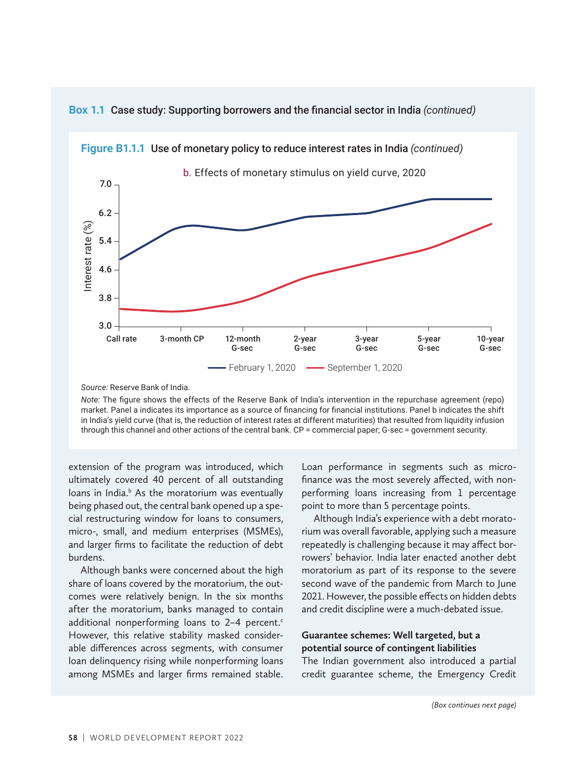### Box 1.1 Case study: Supporting borrowers and the financial sector in India *(continued)*

**Figure B1.1.1** Use of monetary policy to reduce interest rates in India *(continued)*

b. Effects of monetary stimulus on yield curve, 2020

*Source*: Reserve Bank of India.

*Note:* The figure shows the effects of the Reserve Bank of India's intervention in the repurchase agreement (repo) market. Panel a indicates its importance as a source of financing for financial institutions. Panel b indicates the shift in India's yield curve (that is, the reduction of interest rates at different maturities) that resulted from liquidity infusion through this channel and other actions of the central bank. CP = commercial paper; G-sec = government security.

extension of the program was introduced, which ultimately covered 40 percent of all outstanding loans in India.[b] As the moratorium was eventually being phased out, the central bank opened up a special restructuring window for loans to consumers, micro-, small, and medium enterprises (MSMEs), and larger firms to facilitate the reduction of debt burdens.

Although banks were concerned about the high share of loans covered by the moratorium, the outcomes were relatively benign. In the six months after the moratorium, banks managed to contain additional nonperforming loans to 2–4 percent.[c] However, this relative stability masked considerable differences across segments, with consumer loan delinquency rising while nonperforming loans among MSMEs and larger firms remained stable. Loan performance in segments such as microfinance was the most severely affected, with nonperforming loans increasing from 1 percentage point to more than 5 percentage points.

Although India's experience with a debt moratorium was overall favorable, applying such a measure repeatedly is challenging because it may affect borrowers' behavior. India later enacted another debt moratorium as part of its response to the severe second wave of the pandemic from March to June 2021. However, the possible effects on hidden debts and credit discipline were a much-debated issue.

**Guarantee schemes: Well targeted, but a potential source of contingent liabilities**

The Indian government also introduced a partial credit guarantee scheme, the Emergency Credit

*(Box continues next page)*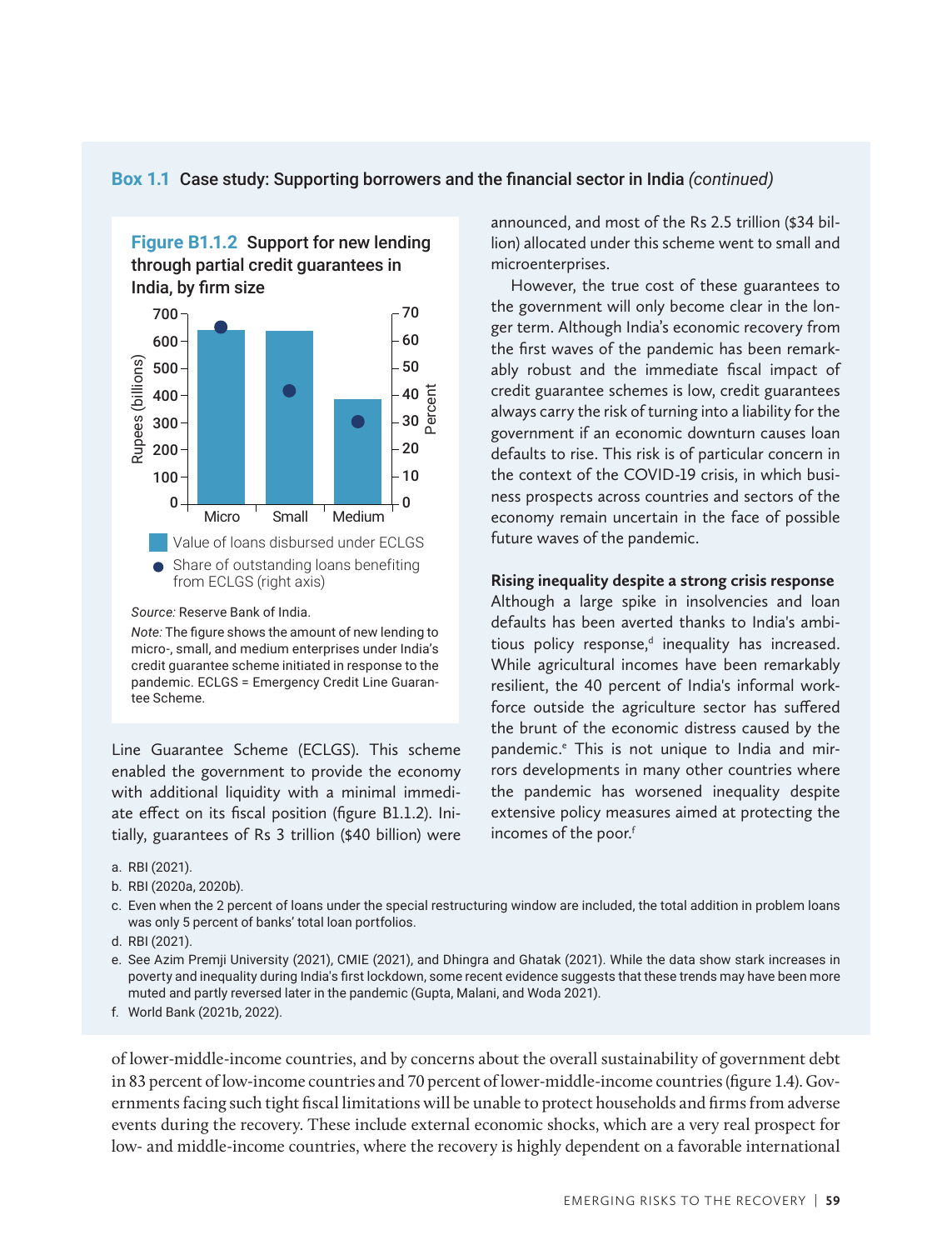## Box 1.1 Case study: Supporting borrowers and the financial sector in India *(continued)*

**Figure B1.1.2 Support for new lending through partial credit guarantees in India, by firm size**

| Firm size | Value of loans disbursed under ECLGS (Rupees, billions) | Share of outstanding loans benefiting from ECLGS (right axis, percent) |
|---|---|---|
| Micro | ~635 | ~65 |
| Small | ~635 | ~42 |
| Medium | ~385 | ~30 |

*Source:* Reserve Bank of India.

*Note:* The figure shows the amount of new lending to micro-, small, and medium enterprises under India's credit guarantee scheme initiated in response to the pandemic. ECLGS = Emergency Credit Line Guarantee Scheme.

Line Guarantee Scheme (ECLGS). This scheme enabled the government to provide the economy with additional liquidity with a minimal immediate effect on its fiscal position (figure B1.1.2). Initially, guarantees of Rs 3 trillion ($40 billion) were announced, and most of the Rs 2.5 trillion ($34 billion) allocated under this scheme went to small and microenterprises.

However, the true cost of these guarantees to the government will only become clear in the longer term. Although India's economic recovery from the first waves of the pandemic has been remarkably robust and the immediate fiscal impact of credit guarantee schemes is low, credit guarantees always carry the risk of turning into a liability for the government if an economic downturn causes loan defaults to rise. This risk is of particular concern in the context of the COVID-19 crisis, in which business prospects across countries and sectors of the economy remain uncertain in the face of possible future waves of the pandemic.

**Rising inequality despite a strong crisis response**

Although a large spike in insolvencies and loan defaults has been averted thanks to India's ambitious policy response,[d] inequality has increased. While agricultural incomes have been remarkably resilient, the 40 percent of India's informal workforce outside the agriculture sector has suffered the brunt of the economic distress caused by the pandemic.[e] This is not unique to India and mirrors developments in many other countries where the pandemic has worsened inequality despite extensive policy measures aimed at protecting the incomes of the poor.[f]

a. RBI (2021).

b. RBI (2020a, 2020b).

c. Even when the 2 percent of loans under the special restructuring window are included, the total addition in problem loans was only 5 percent of banks' total loan portfolios.

d. RBI (2021).

e. See Azim Premji University (2021), CMIE (2021), and Dhingra and Ghatak (2021). While the data show stark increases in poverty and inequality during India's first lockdown, some recent evidence suggests that these trends may have been more muted and partly reversed later in the pandemic (Gupta, Malani, and Woda 2021).

f. World Bank (2021b, 2022).

of lower-middle-income countries, and by concerns about the overall sustainability of government debt in 83 percent of low-income countries and 70 percent of lower-middle-income countries (figure 1.4). Governments facing such tight fiscal limitations will be unable to protect households and firms from adverse events during the recovery. These include external economic shocks, which are a very real prospect for low- and middle-income countries, where the recovery is highly dependent on a favorable international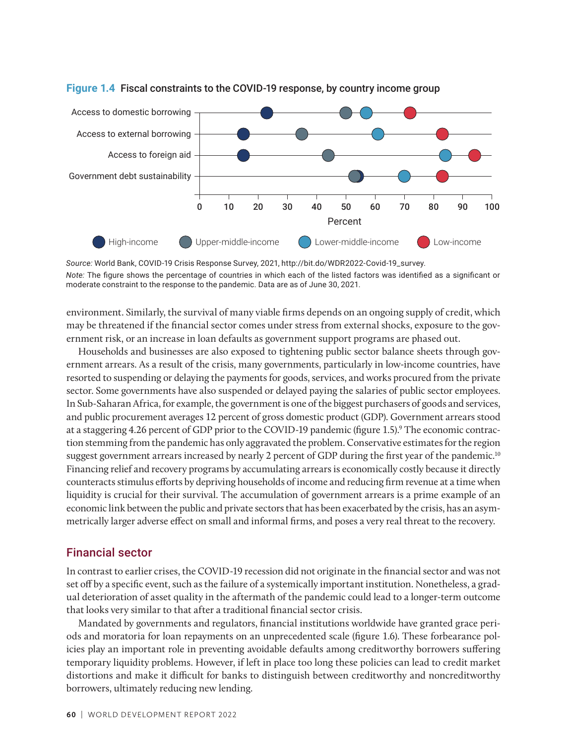**Figure 1.4 Fiscal constraints to the COVID-19 response, by country income group**

*Source:* World Bank, COVID-19 Crisis Response Survey, 2021, http://bit.do/WDR2022-Covid-19_survey.

*Note:* The figure shows the percentage of countries in which each of the listed factors was identified as a significant or moderate constraint to the response to the pandemic. Data are as of June 30, 2021.

environment. Similarly, the survival of many viable firms depends on an ongoing supply of credit, which may be threatened if the financial sector comes under stress from external shocks, exposure to the government risk, or an increase in loan defaults as government support programs are phased out.

Households and businesses are also exposed to tightening public sector balance sheets through government arrears. As a result of the crisis, many governments, particularly in low-income countries, have resorted to suspending or delaying the payments for goods, services, and works procured from the private sector. Some governments have also suspended or delayed paying the salaries of public sector employees. In Sub-Saharan Africa, for example, the government is one of the biggest purchasers of goods and services, and public procurement averages 12 percent of gross domestic product (GDP). Government arrears stood at a staggering 4.26 percent of GDP prior to the COVID-19 pandemic (figure 1.5).[9] The economic contraction stemming from the pandemic has only aggravated the problem. Conservative estimates for the region suggest government arrears increased by nearly 2 percent of GDP during the first year of the pandemic.[10] Financing relief and recovery programs by accumulating arrears is economically costly because it directly counteracts stimulus efforts by depriving households of income and reducing firm revenue at a time when liquidity is crucial for their survival. The accumulation of government arrears is a prime example of an economic link between the public and private sectors that has been exacerbated by the crisis, has an asymmetrically larger adverse effect on small and informal firms, and poses a very real threat to the recovery.

## Financial sector

In contrast to earlier crises, the COVID-19 recession did not originate in the financial sector and was not set off by a specific event, such as the failure of a systemically important institution. Nonetheless, a gradual deterioration of asset quality in the aftermath of the pandemic could lead to a longer-term outcome that looks very similar to that after a traditional financial sector crisis.

Mandated by governments and regulators, financial institutions worldwide have granted grace periods and moratoria for loan repayments on an unprecedented scale (figure 1.6). These forbearance policies play an important role in preventing avoidable defaults among creditworthy borrowers suffering temporary liquidity problems. However, if left in place too long these policies can lead to credit market distortions and make it difficult for banks to distinguish between creditworthy and noncreditworthy borrowers, ultimately reducing new lending.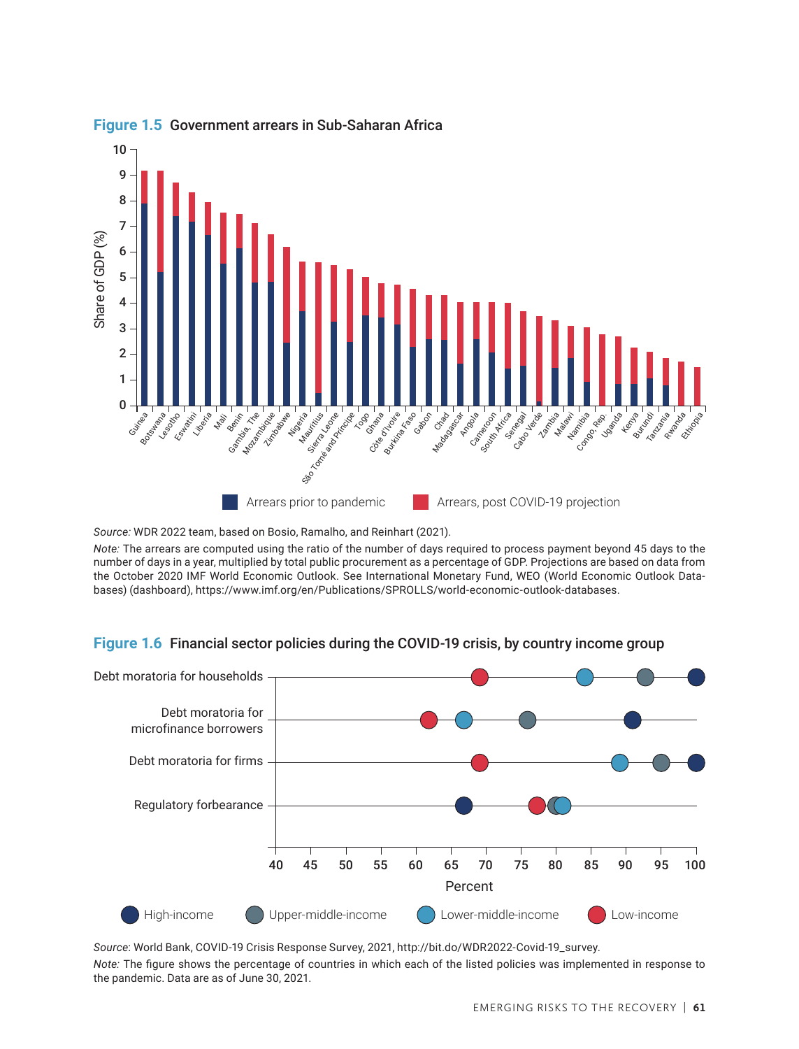**Figure 1.5** Government arrears in Sub-Saharan Africa

Source: WDR 2022 team, based on Bosio, Ramalho, and Reinhart (2021).

*Note:* The arrears are computed using the ratio of the number of days required to process payment beyond 45 days to the number of days in a year, multiplied by total public procurement as a percentage of GDP. Projections are based on data from the October 2020 IMF World Economic Outlook. See International Monetary Fund, WEO (World Economic Outlook Databases) (dashboard), https://www.imf.org/en/Publications/SPROLLS/world-economic-outlook-databases.

**Figure 1.6** Financial sector policies during the COVID-19 crisis, by country income group

*Source*: World Bank, COVID-19 Crisis Response Survey, 2021, http://bit.do/WDR2022-Covid-19_survey.

*Note:* The figure shows the percentage of countries in which each of the listed policies was implemented in response to the pandemic. Data are as of June 30, 2021.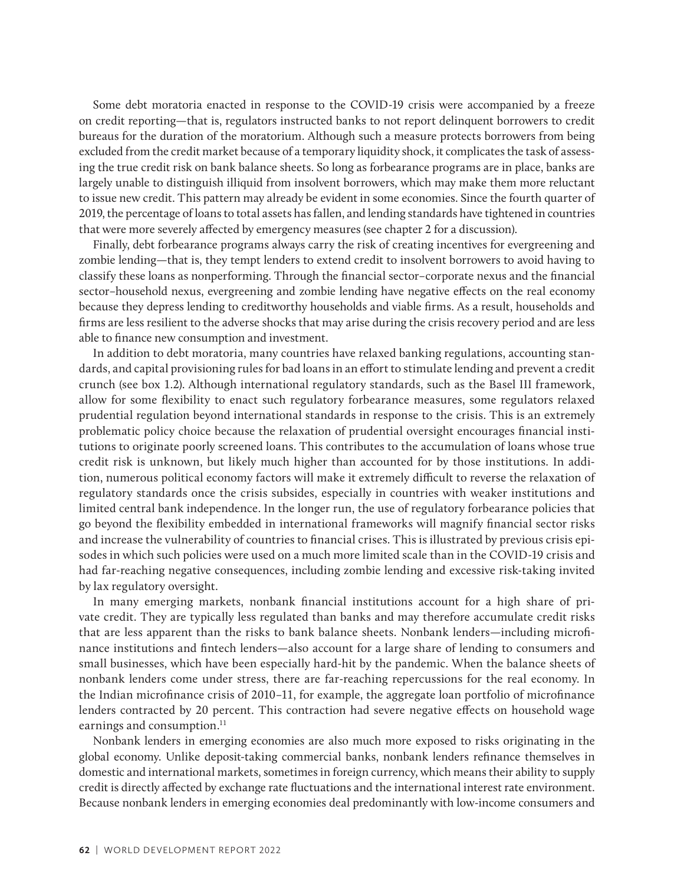Some debt moratoria enacted in response to the COVID-19 crisis were accompanied by a freeze on credit reporting—that is, regulators instructed banks to not report delinquent borrowers to credit bureaus for the duration of the moratorium. Although such a measure protects borrowers from being excluded from the credit market because of a temporary liquidity shock, it complicates the task of assessing the true credit risk on bank balance sheets. So long as forbearance programs are in place, banks are largely unable to distinguish illiquid from insolvent borrowers, which may make them more reluctant to issue new credit. This pattern may already be evident in some economies. Since the fourth quarter of 2019, the percentage of loans to total assets has fallen, and lending standards have tightened in countries that were more severely affected by emergency measures (see chapter 2 for a discussion).

Finally, debt forbearance programs always carry the risk of creating incentives for evergreening and zombie lending—that is, they tempt lenders to extend credit to insolvent borrowers to avoid having to classify these loans as nonperforming. Through the financial sector–corporate nexus and the financial sector–household nexus, evergreening and zombie lending have negative effects on the real economy because they depress lending to creditworthy households and viable firms. As a result, households and firms are less resilient to the adverse shocks that may arise during the crisis recovery period and are less able to finance new consumption and investment.

In addition to debt moratoria, many countries have relaxed banking regulations, accounting standards, and capital provisioning rules for bad loans in an effort to stimulate lending and prevent a credit crunch (see box 1.2). Although international regulatory standards, such as the Basel III framework, allow for some flexibility to enact such regulatory forbearance measures, some regulators relaxed prudential regulation beyond international standards in response to the crisis. This is an extremely problematic policy choice because the relaxation of prudential oversight encourages financial institutions to originate poorly screened loans. This contributes to the accumulation of loans whose true credit risk is unknown, but likely much higher than accounted for by those institutions. In addition, numerous political economy factors will make it extremely difficult to reverse the relaxation of regulatory standards once the crisis subsides, especially in countries with weaker institutions and limited central bank independence. In the longer run, the use of regulatory forbearance policies that go beyond the flexibility embedded in international frameworks will magnify financial sector risks and increase the vulnerability of countries to financial crises. This is illustrated by previous crisis episodes in which such policies were used on a much more limited scale than in the COVID-19 crisis and had far-reaching negative consequences, including zombie lending and excessive risk-taking invited by lax regulatory oversight.

In many emerging markets, nonbank financial institutions account for a high share of private credit. They are typically less regulated than banks and may therefore accumulate credit risks that are less apparent than the risks to bank balance sheets. Nonbank lenders—including microfinance institutions and fintech lenders—also account for a large share of lending to consumers and small businesses, which have been especially hard-hit by the pandemic. When the balance sheets of nonbank lenders come under stress, there are far-reaching repercussions for the real economy. In the Indian microfinance crisis of 2010–11, for example, the aggregate loan portfolio of microfinance lenders contracted by 20 percent. This contraction had severe negative effects on household wage earnings and consumption.[11]

Nonbank lenders in emerging economies are also much more exposed to risks originating in the global economy. Unlike deposit-taking commercial banks, nonbank lenders refinance themselves in domestic and international markets, sometimes in foreign currency, which means their ability to supply credit is directly affected by exchange rate fluctuations and the international interest rate environment. Because nonbank lenders in emerging economies deal predominantly with low-income consumers and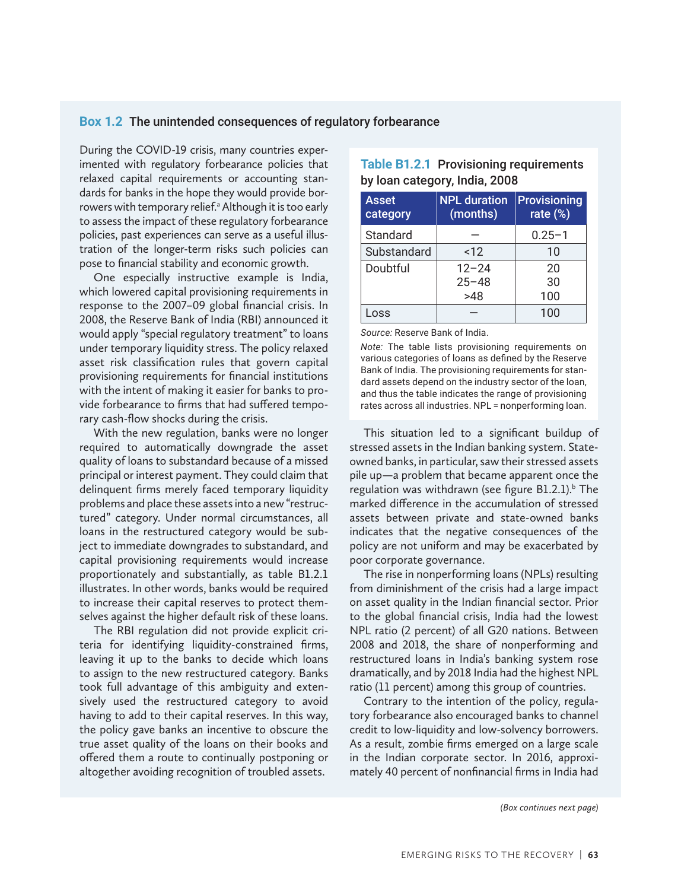## Box 1.2 The unintended consequences of regulatory forbearance

During the COVID-19 crisis, many countries experimented with regulatory forbearance policies that relaxed capital requirements or accounting standards for banks in the hope they would provide borrowers with temporary relief.[a] Although it is too early to assess the impact of these regulatory forbearance policies, past experiences can serve as a useful illustration of the longer-term risks such policies can pose to financial stability and economic growth.

One especially instructive example is India, which lowered capital provisioning requirements in response to the 2007–09 global financial crisis. In 2008, the Reserve Bank of India (RBI) announced it would apply "special regulatory treatment" to loans under temporary liquidity stress. The policy relaxed asset risk classification rules that govern capital provisioning requirements for financial institutions with the intent of making it easier for banks to provide forbearance to firms that had suffered temporary cash-flow shocks during the crisis.

With the new regulation, banks were no longer required to automatically downgrade the asset quality of loans to substandard because of a missed principal or interest payment. They could claim that delinquent firms merely faced temporary liquidity problems and place these assets into a new "restructured" category. Under normal circumstances, all loans in the restructured category would be subject to immediate downgrades to substandard, and capital provisioning requirements would increase proportionately and substantially, as table B1.2.1 illustrates. In other words, banks would be required to increase their capital reserves to protect themselves against the higher default risk of these loans.

The RBI regulation did not provide explicit criteria for identifying liquidity-constrained firms, leaving it up to the banks to decide which loans to assign to the new restructured category. Banks took full advantage of this ambiguity and extensively used the restructured category to avoid having to add to their capital reserves. In this way, the policy gave banks an incentive to obscure the true asset quality of the loans on their books and offered them a route to continually postponing or altogether avoiding recognition of troubled assets.

**Table B1.2.1 Provisioning requirements by loan category, India, 2008**

| Asset category | NPL duration (months) | Provisioning rate (%) |
|---|---|---|
| Standard | — | 0.25–1 |
| Substandard | <12 | 10 |
| Doubtful | 12–24 | 20 |
| | 25–48 | 30 |
| | >48 | 100 |
| Loss | — | 100 |

*Source:* Reserve Bank of India.

*Note:* The table lists provisioning requirements on various categories of loans as defined by the Reserve Bank of India. The provisioning requirements for standard assets depend on the industry sector of the loan, and thus the table indicates the range of provisioning rates across all industries. NPL = nonperforming loan.

This situation led to a significant buildup of stressed assets in the Indian banking system. State-owned banks, in particular, saw their stressed assets pile up—a problem that became apparent once the regulation was withdrawn (see figure B1.2.1).[b] The marked difference in the accumulation of stressed assets between private and state-owned banks indicates that the negative consequences of the policy are not uniform and may be exacerbated by poor corporate governance.

The rise in nonperforming loans (NPLs) resulting from diminishment of the crisis had a large impact on asset quality in the Indian financial sector. Prior to the global financial crisis, India had the lowest NPL ratio (2 percent) of all G20 nations. Between 2008 and 2018, the share of nonperforming and restructured loans in India's banking system rose dramatically, and by 2018 India had the highest NPL ratio (11 percent) among this group of countries.

Contrary to the intention of the policy, regulatory forbearance also encouraged banks to channel credit to low-liquidity and low-solvency borrowers. As a result, zombie firms emerged on a large scale in the Indian corporate sector. In 2016, approximately 40 percent of nonfinancial firms in India had

*(Box continues next page)*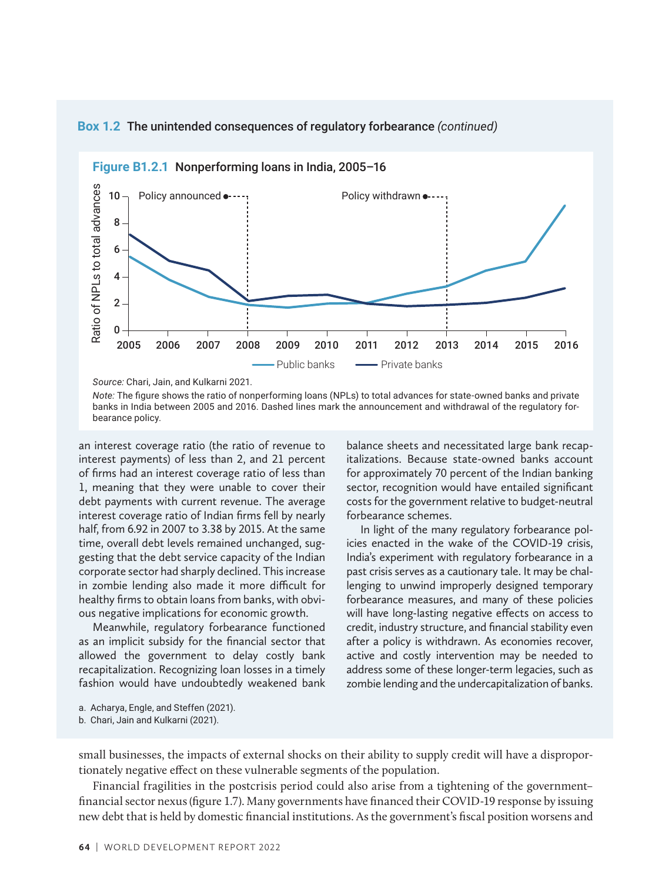### Box 1.2 The unintended consequences of regulatory forbearance *(continued)*

**Figure B1.2.1 Nonperforming loans in India, 2005–16**

*Source:* Chari, Jain, and Kulkarni 2021.

*Note:* The figure shows the ratio of nonperforming loans (NPLs) to total advances for state-owned banks and private banks in India between 2005 and 2016. Dashed lines mark the announcement and withdrawal of the regulatory forbearance policy.

an interest coverage ratio (the ratio of revenue to interest payments) of less than 2, and 21 percent of firms had an interest coverage ratio of less than 1, meaning that they were unable to cover their debt payments with current revenue. The average interest coverage ratio of Indian firms fell by nearly half, from 6.92 in 2007 to 3.38 by 2015. At the same time, overall debt levels remained unchanged, suggesting that the debt service capacity of the Indian corporate sector had sharply declined. This increase in zombie lending also made it more difficult for healthy firms to obtain loans from banks, with obvious negative implications for economic growth.

Meanwhile, regulatory forbearance functioned as an implicit subsidy for the financial sector that allowed the government to delay costly bank recapitalization. Recognizing loan losses in a timely fashion would have undoubtedly weakened bank balance sheets and necessitated large bank recapitalizations. Because state-owned banks account for approximately 70 percent of the Indian banking sector, recognition would have entailed significant costs for the government relative to budget-neutral forbearance schemes.

In light of the many regulatory forbearance policies enacted in the wake of the COVID-19 crisis, India's experiment with regulatory forbearance in a past crisis serves as a cautionary tale. It may be challenging to unwind improperly designed temporary forbearance measures, and many of these policies will have long-lasting negative effects on access to credit, industry structure, and financial stability even after a policy is withdrawn. As economies recover, active and costly intervention may be needed to address some of these longer-term legacies, such as zombie lending and the undercapitalization of banks.

a. Acharya, Engle, and Steffen (2021).
b. Chari, Jain and Kulkarni (2021).

small businesses, the impacts of external shocks on their ability to supply credit will have a disproportionately negative effect on these vulnerable segments of the population.

Financial fragilities in the postcrisis period could also arise from a tightening of the government–financial sector nexus (figure 1.7). Many governments have financed their COVID-19 response by issuing new debt that is held by domestic financial institutions. As the government's fiscal position worsens and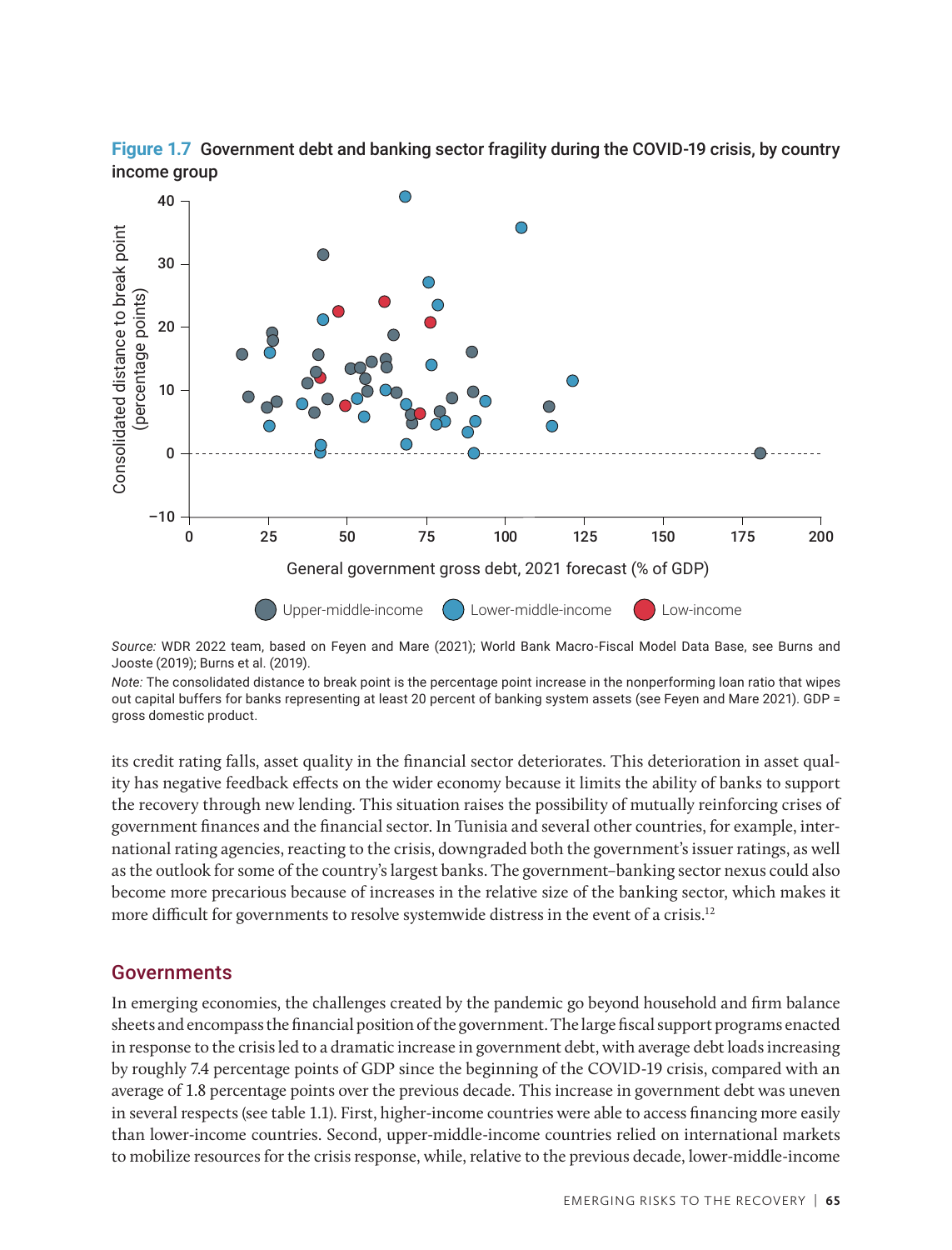**Figure 1.7** Government debt and banking sector fragility during the COVID-19 crisis, by country income group

*Source:* WDR 2022 team, based on Feyen and Mare (2021); World Bank Macro-Fiscal Model Data Base, see Burns and Jooste (2019); Burns et al. (2019).

*Note:* The consolidated distance to break point is the percentage point increase in the nonperforming loan ratio that wipes out capital buffers for banks representing at least 20 percent of banking system assets (see Feyen and Mare 2021). GDP = gross domestic product.

its credit rating falls, asset quality in the financial sector deteriorates. This deterioration in asset quality has negative feedback effects on the wider economy because it limits the ability of banks to support the recovery through new lending. This situation raises the possibility of mutually reinforcing crises of government finances and the financial sector. In Tunisia and several other countries, for example, international rating agencies, reacting to the crisis, downgraded both the government's issuer ratings, as well as the outlook for some of the country's largest banks. The government–banking sector nexus could also become more precarious because of increases in the relative size of the banking sector, which makes it more difficult for governments to resolve systemwide distress in the event of a crisis.[12]

## Governments

In emerging economies, the challenges created by the pandemic go beyond household and firm balance sheets and encompass the financial position of the government. The large fiscal support programs enacted in response to the crisis led to a dramatic increase in government debt, with average debt loads increasing by roughly 7.4 percentage points of GDP since the beginning of the COVID-19 crisis, compared with an average of 1.8 percentage points over the previous decade. This increase in government debt was uneven in several respects (see table 1.1). First, higher-income countries were able to access financing more easily than lower-income countries. Second, upper-middle-income countries relied on international markets to mobilize resources for the crisis response, while, relative to the previous decade, lower-middle-income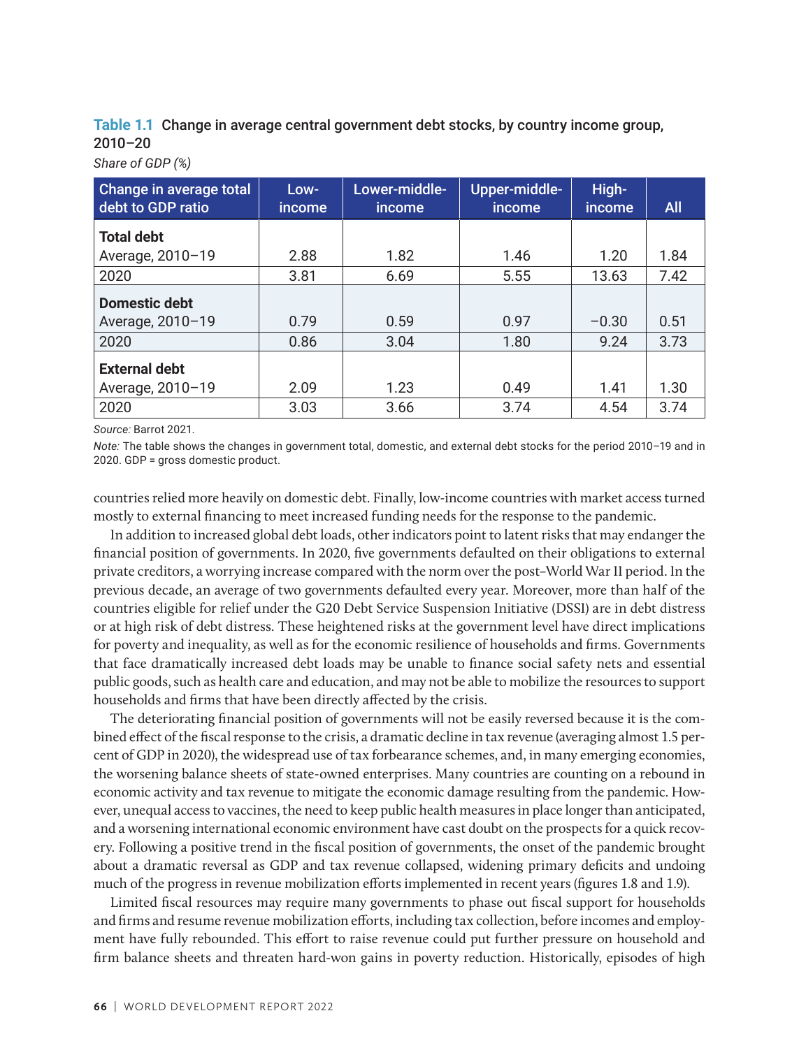**Table 1.1** Change in average central government debt stocks, by country income group, 2010–20

*Share of GDP (%)*

| Change in average total debt to GDP ratio | Low-income | Lower-middle-income | Upper-middle-income | High-income | All |
|---|---|---|---|---|---|
| **Total debt** | | | | | |
| Average, 2010–19 | 2.88 | 1.82 | 1.46 | 1.20 | 1.84 |
| 2020 | 3.81 | 6.69 | 5.55 | 13.63 | 7.42 |
| **Domestic debt** | | | | | |
| Average, 2010–19 | 0.79 | 0.59 | 0.97 | −0.30 | 0.51 |
| 2020 | 0.86 | 3.04 | 1.80 | 9.24 | 3.73 |
| **External debt** | | | | | |
| Average, 2010–19 | 2.09 | 1.23 | 0.49 | 1.41 | 1.30 |
| 2020 | 3.03 | 3.66 | 3.74 | 4.54 | 3.74 |

*Source:* Barrot 2021.

*Note:* The table shows the changes in government total, domestic, and external debt stocks for the period 2010–19 and in 2020. GDP = gross domestic product.

countries relied more heavily on domestic debt. Finally, low-income countries with market access turned mostly to external financing to meet increased funding needs for the response to the pandemic.

In addition to increased global debt loads, other indicators point to latent risks that may endanger the financial position of governments. In 2020, five governments defaulted on their obligations to external private creditors, a worrying increase compared with the norm over the post–World War II period. In the previous decade, an average of two governments defaulted every year. Moreover, more than half of the countries eligible for relief under the G20 Debt Service Suspension Initiative (DSSI) are in debt distress or at high risk of debt distress. These heightened risks at the government level have direct implications for poverty and inequality, as well as for the economic resilience of households and firms. Governments that face dramatically increased debt loads may be unable to finance social safety nets and essential public goods, such as health care and education, and may not be able to mobilize the resources to support households and firms that have been directly affected by the crisis.

The deteriorating financial position of governments will not be easily reversed because it is the combined effect of the fiscal response to the crisis, a dramatic decline in tax revenue (averaging almost 1.5 percent of GDP in 2020), the widespread use of tax forbearance schemes, and, in many emerging economies, the worsening balance sheets of state-owned enterprises. Many countries are counting on a rebound in economic activity and tax revenue to mitigate the economic damage resulting from the pandemic. However, unequal access to vaccines, the need to keep public health measures in place longer than anticipated, and a worsening international economic environment have cast doubt on the prospects for a quick recovery. Following a positive trend in the fiscal position of governments, the onset of the pandemic brought about a dramatic reversal as GDP and tax revenue collapsed, widening primary deficits and undoing much of the progress in revenue mobilization efforts implemented in recent years (figures 1.8 and 1.9).

Limited fiscal resources may require many governments to phase out fiscal support for households and firms and resume revenue mobilization efforts, including tax collection, before incomes and employment have fully rebounded. This effort to raise revenue could put further pressure on household and firm balance sheets and threaten hard-won gains in poverty reduction. Historically, episodes of high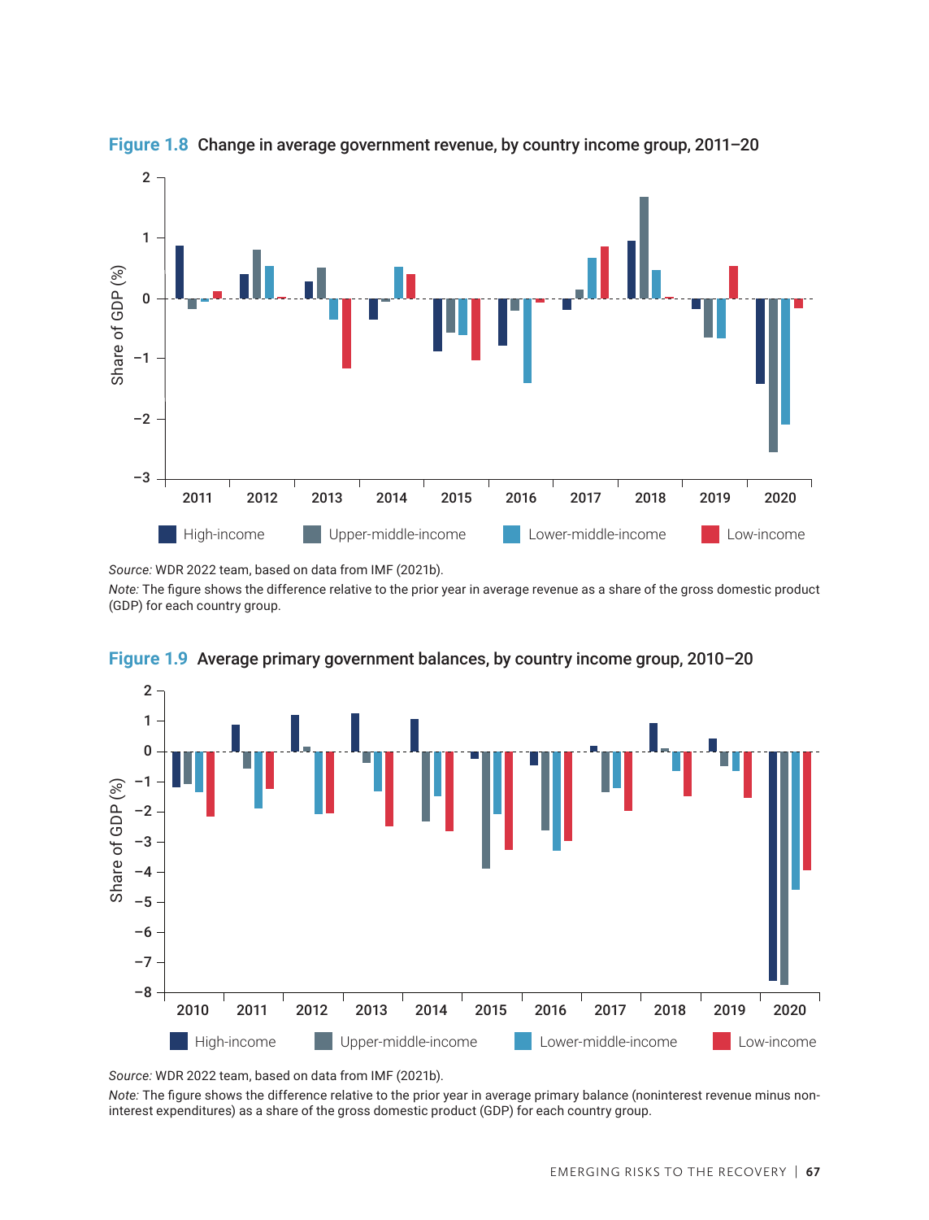**Figure 1.8** Change in average government revenue, by country income group, 2011–20

*Source:* WDR 2022 team, based on data from IMF (2021b).

*Note:* The figure shows the difference relative to the prior year in average revenue as a share of the gross domestic product (GDP) for each country group.

**Figure 1.9** Average primary government balances, by country income group, 2010–20

*Source:* WDR 2022 team, based on data from IMF (2021b).

*Note:* The figure shows the difference relative to the prior year in average primary balance (noninterest revenue minus noninterest expenditures) as a share of the gross domestic product (GDP) for each country group.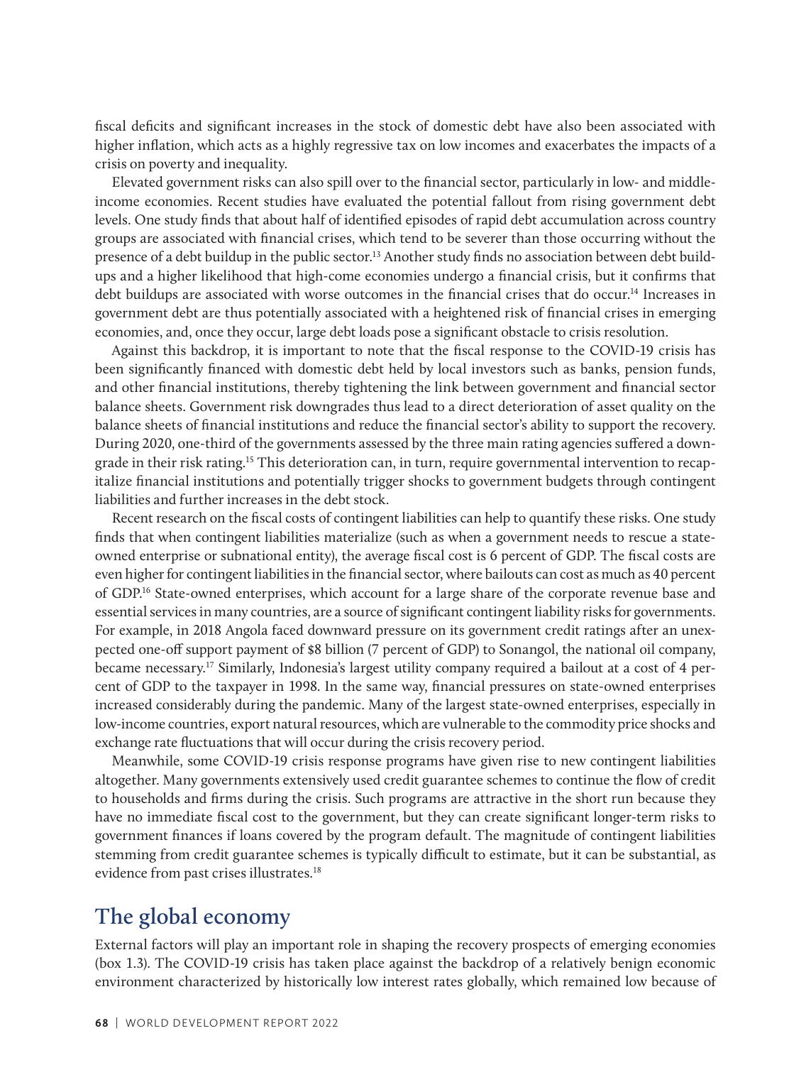fiscal deficits and significant increases in the stock of domestic debt have also been associated with higher inflation, which acts as a highly regressive tax on low incomes and exacerbates the impacts of a crisis on poverty and inequality.

Elevated government risks can also spill over to the financial sector, particularly in low- and middle-income economies. Recent studies have evaluated the potential fallout from rising government debt levels. One study finds that about half of identified episodes of rapid debt accumulation across country groups are associated with financial crises, which tend to be severer than those occurring without the presence of a debt buildup in the public sector.[13] Another study finds no association between debt buildups and a higher likelihood that high-come economies undergo a financial crisis, but it confirms that debt buildups are associated with worse outcomes in the financial crises that do occur.[14] Increases in government debt are thus potentially associated with a heightened risk of financial crises in emerging economies, and, once they occur, large debt loads pose a significant obstacle to crisis resolution.

Against this backdrop, it is important to note that the fiscal response to the COVID-19 crisis has been significantly financed with domestic debt held by local investors such as banks, pension funds, and other financial institutions, thereby tightening the link between government and financial sector balance sheets. Government risk downgrades thus lead to a direct deterioration of asset quality on the balance sheets of financial institutions and reduce the financial sector's ability to support the recovery. During 2020, one-third of the governments assessed by the three main rating agencies suffered a downgrade in their risk rating.[15] This deterioration can, in turn, require governmental intervention to recapitalize financial institutions and potentially trigger shocks to government budgets through contingent liabilities and further increases in the debt stock.

Recent research on the fiscal costs of contingent liabilities can help to quantify these risks. One study finds that when contingent liabilities materialize (such as when a government needs to rescue a state-owned enterprise or subnational entity), the average fiscal cost is 6 percent of GDP. The fiscal costs are even higher for contingent liabilities in the financial sector, where bailouts can cost as much as 40 percent of GDP.[16] State-owned enterprises, which account for a large share of the corporate revenue base and essential services in many countries, are a source of significant contingent liability risks for governments. For example, in 2018 Angola faced downward pressure on its government credit ratings after an unexpected one-off support payment of $8 billion (7 percent of GDP) to Sonangol, the national oil company, became necessary.[17] Similarly, Indonesia's largest utility company required a bailout at a cost of 4 percent of GDP to the taxpayer in 1998. In the same way, financial pressures on state-owned enterprises increased considerably during the pandemic. Many of the largest state-owned enterprises, especially in low-income countries, export natural resources, which are vulnerable to the commodity price shocks and exchange rate fluctuations that will occur during the crisis recovery period.

Meanwhile, some COVID-19 crisis response programs have given rise to new contingent liabilities altogether. Many governments extensively used credit guarantee schemes to continue the flow of credit to households and firms during the crisis. Such programs are attractive in the short run because they have no immediate fiscal cost to the government, but they can create significant longer-term risks to government finances if loans covered by the program default. The magnitude of contingent liabilities stemming from credit guarantee schemes is typically difficult to estimate, but it can be substantial, as evidence from past crises illustrates.[18]

## The global economy

External factors will play an important role in shaping the recovery prospects of emerging economies (box 1.3). The COVID-19 crisis has taken place against the backdrop of a relatively benign economic environment characterized by historically low interest rates globally, which remained low because of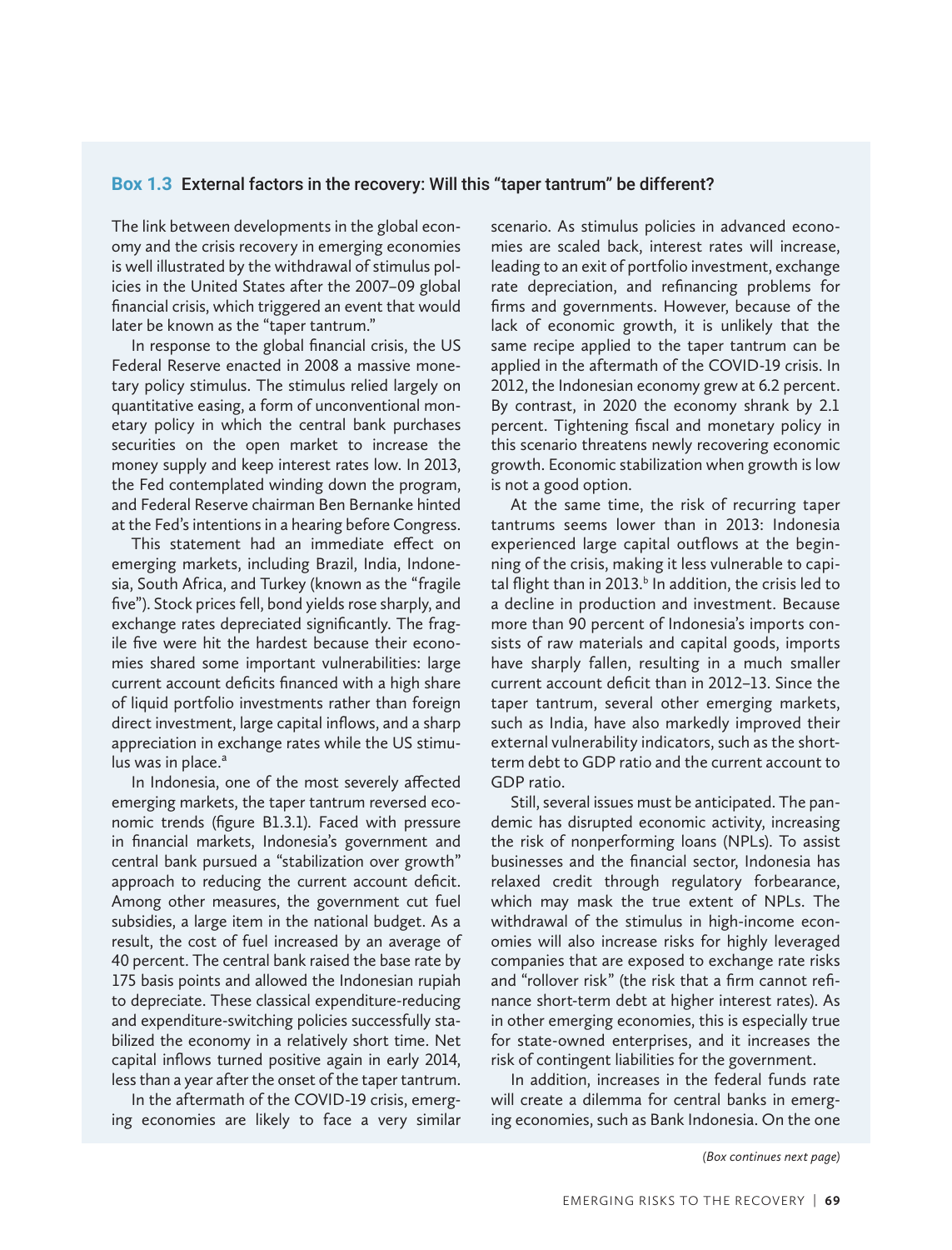## Box 1.3 External factors in the recovery: Will this "taper tantrum" be different?

The link between developments in the global economy and the crisis recovery in emerging economies is well illustrated by the withdrawal of stimulus policies in the United States after the 2007–09 global financial crisis, which triggered an event that would later be known as the "taper tantrum."

In response to the global financial crisis, the US Federal Reserve enacted in 2008 a massive monetary policy stimulus. The stimulus relied largely on quantitative easing, a form of unconventional monetary policy in which the central bank purchases securities on the open market to increase the money supply and keep interest rates low. In 2013, the Fed contemplated winding down the program, and Federal Reserve chairman Ben Bernanke hinted at the Fed's intentions in a hearing before Congress.

This statement had an immediate effect on emerging markets, including Brazil, India, Indonesia, South Africa, and Turkey (known as the "fragile five"). Stock prices fell, bond yields rose sharply, and exchange rates depreciated significantly. The fragile five were hit the hardest because their economies shared some important vulnerabilities: large current account deficits financed with a high share of liquid portfolio investments rather than foreign direct investment, large capital inflows, and a sharp appreciation in exchange rates while the US stimulus was in place.[a]

In Indonesia, one of the most severely affected emerging markets, the taper tantrum reversed economic trends (figure B1.3.1). Faced with pressure in financial markets, Indonesia's government and central bank pursued a "stabilization over growth" approach to reducing the current account deficit. Among other measures, the government cut fuel subsidies, a large item in the national budget. As a result, the cost of fuel increased by an average of 40 percent. The central bank raised the base rate by 175 basis points and allowed the Indonesian rupiah to depreciate. These classical expenditure-reducing and expenditure-switching policies successfully stabilized the economy in a relatively short time. Net capital inflows turned positive again in early 2014, less than a year after the onset of the taper tantrum.

In the aftermath of the COVID-19 crisis, emerging economies are likely to face a very similar scenario. As stimulus policies in advanced economies are scaled back, interest rates will increase, leading to an exit of portfolio investment, exchange rate depreciation, and refinancing problems for firms and governments. However, because of the lack of economic growth, it is unlikely that the same recipe applied to the taper tantrum can be applied in the aftermath of the COVID-19 crisis. In 2012, the Indonesian economy grew at 6.2 percent. By contrast, in 2020 the economy shrank by 2.1 percent. Tightening fiscal and monetary policy in this scenario threatens newly recovering economic growth. Economic stabilization when growth is low is not a good option.

At the same time, the risk of recurring taper tantrums seems lower than in 2013: Indonesia experienced large capital outflows at the beginning of the crisis, making it less vulnerable to capital flight than in 2013.[b] In addition, the crisis led to a decline in production and investment. Because more than 90 percent of Indonesia's imports consists of raw materials and capital goods, imports have sharply fallen, resulting in a much smaller current account deficit than in 2012–13. Since the taper tantrum, several other emerging markets, such as India, have also markedly improved their external vulnerability indicators, such as the short-term debt to GDP ratio and the current account to GDP ratio.

Still, several issues must be anticipated. The pandemic has disrupted economic activity, increasing the risk of nonperforming loans (NPLs). To assist businesses and the financial sector, Indonesia has relaxed credit through regulatory forbearance, which may mask the true extent of NPLs. The withdrawal of the stimulus in high-income economies will also increase risks for highly leveraged companies that are exposed to exchange rate risks and "rollover risk" (the risk that a firm cannot refinance short-term debt at higher interest rates). As in other emerging economies, this is especially true for state-owned enterprises, and it increases the risk of contingent liabilities for the government.

In addition, increases in the federal funds rate will create a dilemma for central banks in emerging economies, such as Bank Indonesia. On the one

*(Box continues next page)*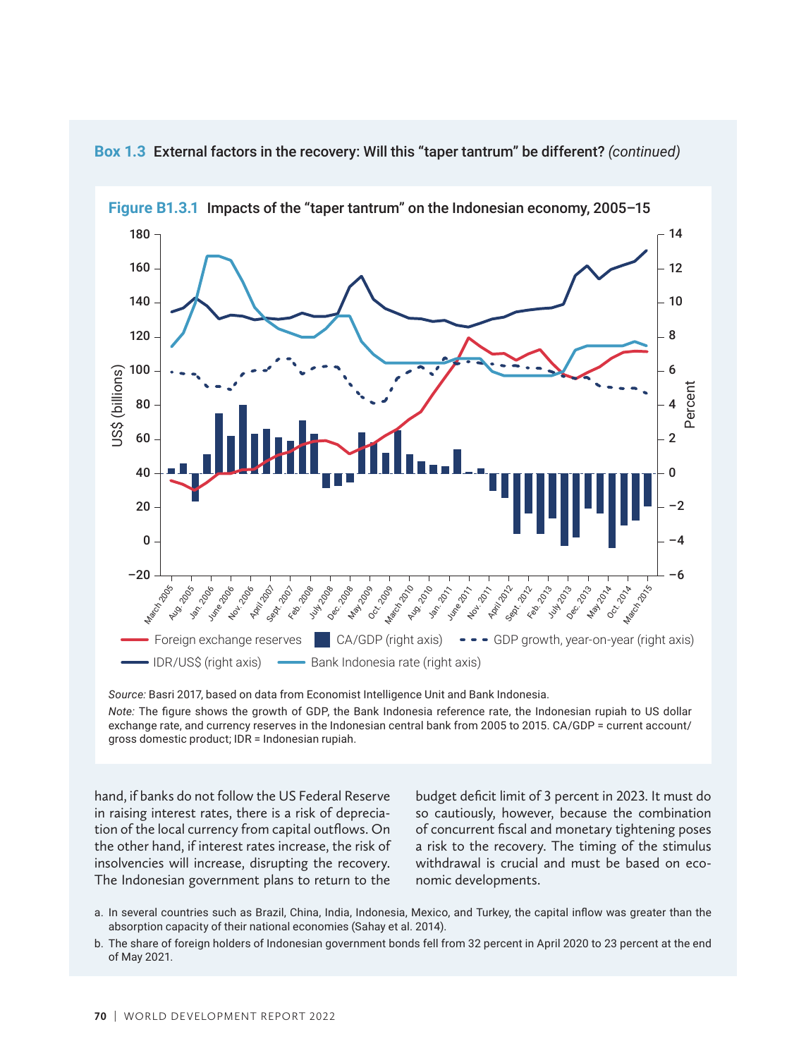## Box 1.3 External factors in the recovery: Will this "taper tantrum" be different? *(continued)*

**Figure B1.3.1** Impacts of the "taper tantrum" on the Indonesian economy, 2005–15

*Source:* Basri 2017, based on data from Economist Intelligence Unit and Bank Indonesia.

*Note:* The figure shows the growth of GDP, the Bank Indonesia reference rate, the Indonesian rupiah to US dollar exchange rate, and currency reserves in the Indonesian central bank from 2005 to 2015. CA/GDP = current account/gross domestic product; IDR = Indonesian rupiah.

hand, if banks do not follow the US Federal Reserve in raising interest rates, there is a risk of depreciation of the local currency from capital outflows. On the other hand, if interest rates increase, the risk of insolvencies will increase, disrupting the recovery. The Indonesian government plans to return to the budget deficit limit of 3 percent in 2023. It must do so cautiously, however, because the combination of concurrent fiscal and monetary tightening poses a risk to the recovery. The timing of the stimulus withdrawal is crucial and must be based on economic developments.

a. In several countries such as Brazil, China, India, Indonesia, Mexico, and Turkey, the capital inflow was greater than the absorption capacity of their national economies (Sahay et al. 2014).

b. The share of foreign holders of Indonesian government bonds fell from 32 percent in April 2020 to 23 percent at the end of May 2021.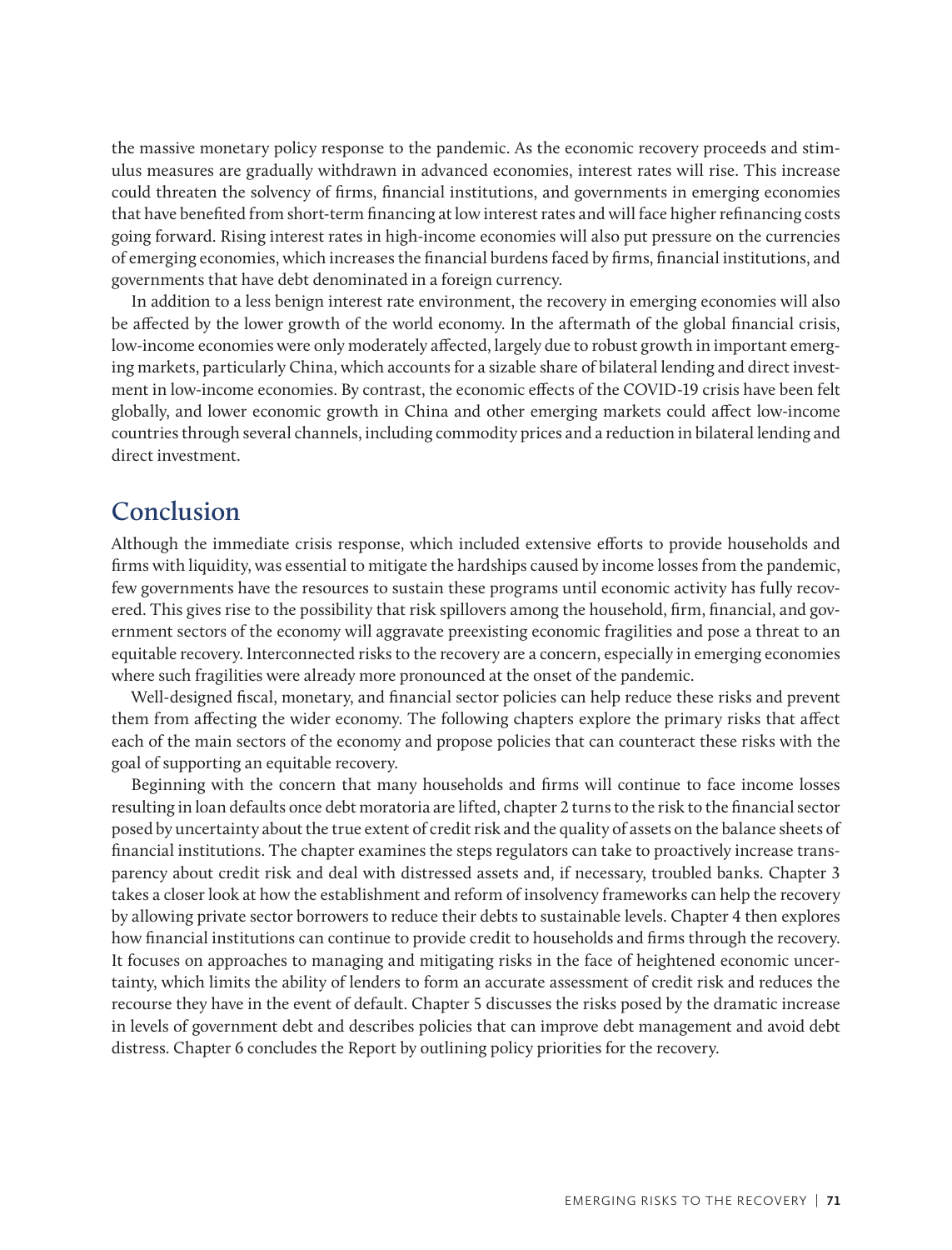the massive monetary policy response to the pandemic. As the economic recovery proceeds and stimulus measures are gradually withdrawn in advanced economies, interest rates will rise. This increase could threaten the solvency of firms, financial institutions, and governments in emerging economies that have benefited from short-term financing at low interest rates and will face higher refinancing costs going forward. Rising interest rates in high-income economies will also put pressure on the currencies of emerging economies, which increases the financial burdens faced by firms, financial institutions, and governments that have debt denominated in a foreign currency.

In addition to a less benign interest rate environment, the recovery in emerging economies will also be affected by the lower growth of the world economy. In the aftermath of the global financial crisis, low-income economies were only moderately affected, largely due to robust growth in important emerging markets, particularly China, which accounts for a sizable share of bilateral lending and direct investment in low-income economies. By contrast, the economic effects of the COVID-19 crisis have been felt globally, and lower economic growth in China and other emerging markets could affect low-income countries through several channels, including commodity prices and a reduction in bilateral lending and direct investment.

## Conclusion

Although the immediate crisis response, which included extensive efforts to provide households and firms with liquidity, was essential to mitigate the hardships caused by income losses from the pandemic, few governments have the resources to sustain these programs until economic activity has fully recovered. This gives rise to the possibility that risk spillovers among the household, firm, financial, and government sectors of the economy will aggravate preexisting economic fragilities and pose a threat to an equitable recovery. Interconnected risks to the recovery are a concern, especially in emerging economies where such fragilities were already more pronounced at the onset of the pandemic.

Well-designed fiscal, monetary, and financial sector policies can help reduce these risks and prevent them from affecting the wider economy. The following chapters explore the primary risks that affect each of the main sectors of the economy and propose policies that can counteract these risks with the goal of supporting an equitable recovery.

Beginning with the concern that many households and firms will continue to face income losses resulting in loan defaults once debt moratoria are lifted, chapter 2 turns to the risk to the financial sector posed by uncertainty about the true extent of credit risk and the quality of assets on the balance sheets of financial institutions. The chapter examines the steps regulators can take to proactively increase transparency about credit risk and deal with distressed assets and, if necessary, troubled banks. Chapter 3 takes a closer look at how the establishment and reform of insolvency frameworks can help the recovery by allowing private sector borrowers to reduce their debts to sustainable levels. Chapter 4 then explores how financial institutions can continue to provide credit to households and firms through the recovery. It focuses on approaches to managing and mitigating risks in the face of heightened economic uncertainty, which limits the ability of lenders to form an accurate assessment of credit risk and reduces the recourse they have in the event of default. Chapter 5 discusses the risks posed by the dramatic increase in levels of government debt and describes policies that can improve debt management and avoid debt distress. Chapter 6 concludes the Report by outlining policy priorities for the recovery.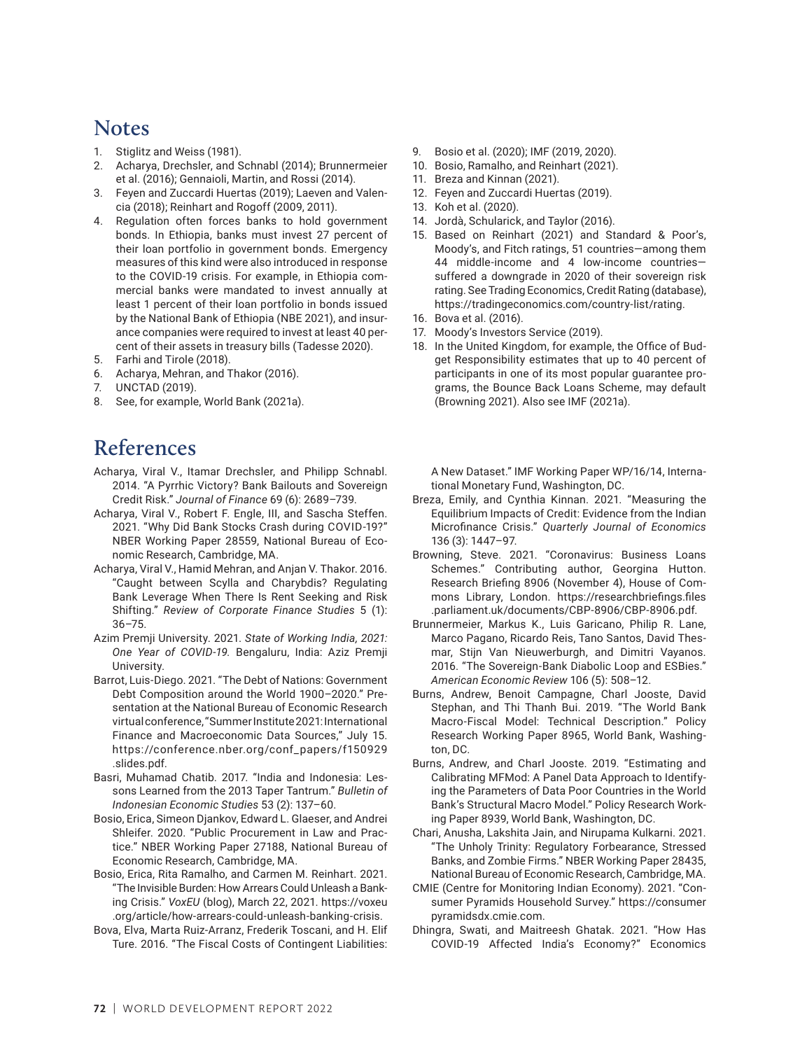## Notes

1. Stiglitz and Weiss (1981).
2. Acharya, Drechsler, and Schnabl (2014); Brunnermeier et al. (2016); Gennaioli, Martin, and Rossi (2014).
3. Feyen and Zuccardi Huertas (2019); Laeven and Valencia (2018); Reinhart and Rogoff (2009, 2011).
4. Regulation often forces banks to hold government bonds. In Ethiopia, banks must invest 27 percent of their loan portfolio in government bonds. Emergency measures of this kind were also introduced in response to the COVID-19 crisis. For example, in Ethiopia commercial banks were mandated to invest annually at least 1 percent of their loan portfolio in bonds issued by the National Bank of Ethiopia (NBE 2021), and insurance companies were required to invest at least 40 percent of their assets in treasury bills (Tadesse 2020).
5. Farhi and Tirole (2018).
6. Acharya, Mehran, and Thakor (2016).
7. UNCTAD (2019).
8. See, for example, World Bank (2021a).
9. Bosio et al. (2020); IMF (2019, 2020).
10. Bosio, Ramalho, and Reinhart (2021).
11. Breza and Kinnan (2021).
12. Feyen and Zuccardi Huertas (2019).
13. Koh et al. (2020).
14. Jordà, Schularick, and Taylor (2016).
15. Based on Reinhart (2021) and Standard & Poor's, Moody's, and Fitch ratings, 51 countries—among them 44 middle-income and 4 low-income countries—suffered a downgrade in 2020 of their sovereign risk rating. See Trading Economics, Credit Rating (database), https://tradingeconomics.com/country-list/rating.
16. Bova et al. (2016).
17. Moody's Investors Service (2019).
18. In the United Kingdom, for example, the Office of Budget Responsibility estimates that up to 40 percent of participants in one of its most popular guarantee programs, the Bounce Back Loans Scheme, may default (Browning 2021). Also see IMF (2021a).

## References

Acharya, Viral V., Itamar Drechsler, and Philipp Schnabl. 2014. "A Pyrrhic Victory? Bank Bailouts and Sovereign Credit Risk." *Journal of Finance* 69 (6): 2689–739.

Acharya, Viral V., Robert F. Engle, III, and Sascha Steffen. 2021. "Why Did Bank Stocks Crash during COVID-19?" NBER Working Paper 28559, National Bureau of Economic Research, Cambridge, MA.

Acharya, Viral V., Hamid Mehran, and Anjan V. Thakor. 2016. "Caught between Scylla and Charybdis? Regulating Bank Leverage When There Is Rent Seeking and Risk Shifting." *Review of Corporate Finance Studies* 5 (1): 36–75.

Azim Premji University. 2021. *State of Working India, 2021: One Year of COVID-19.* Bengaluru, India: Aziz Premji University.

Barrot, Luis-Diego. 2021. "The Debt of Nations: Government Debt Composition around the World 1900–2020." Presentation at the National Bureau of Economic Research virtual conference, "Summer Institute 2021: International Finance and Macroeconomic Data Sources," July 15. https://conference.nber.org/conf_papers/f150929.slides.pdf.

Basri, Muhamad Chatib. 2017. "India and Indonesia: Lessons Learned from the 2013 Taper Tantrum." *Bulletin of Indonesian Economic Studies* 53 (2): 137–60.

Bosio, Erica, Simeon Djankov, Edward L. Glaeser, and Andrei Shleifer. 2020. "Public Procurement in Law and Practice." NBER Working Paper 27188, National Bureau of Economic Research, Cambridge, MA.

Bosio, Erica, Rita Ramalho, and Carmen M. Reinhart. 2021. "The Invisible Burden: How Arrears Could Unleash a Banking Crisis." *VoxEU* (blog), March 22, 2021. https://voxeu.org/article/how-arrears-could-unleash-banking-crisis.

Bova, Elva, Marta Ruiz-Arranz, Frederik Toscani, and H. Elif Ture. 2016. "The Fiscal Costs of Contingent Liabilities: A New Dataset." IMF Working Paper WP/16/14, International Monetary Fund, Washington, DC.

Breza, Emily, and Cynthia Kinnan. 2021. "Measuring the Equilibrium Impacts of Credit: Evidence from the Indian Microfinance Crisis." *Quarterly Journal of Economics* 136 (3): 1447–97.

Browning, Steve. 2021. "Coronavirus: Business Loans Schemes." Contributing author, Georgina Hutton. Research Briefing 8906 (November 4), House of Commons Library, London. https://researchbriefings.files.parliament.uk/documents/CBP-8906/CBP-8906.pdf.

Brunnermeier, Markus K., Luis Garicano, Philip R. Lane, Marco Pagano, Ricardo Reis, Tano Santos, David Thesmar, Stijn Van Nieuwerburgh, and Dimitri Vayanos. 2016. "The Sovereign-Bank Diabolic Loop and ESBies." *American Economic Review* 106 (5): 508–12.

Burns, Andrew, Benoit Campagne, Charl Jooste, David Stephan, and Thi Thanh Bui. 2019. "The World Bank Macro-Fiscal Model: Technical Description." Policy Research Working Paper 8965, World Bank, Washington, DC.

Burns, Andrew, and Charl Jooste. 2019. "Estimating and Calibrating MFMod: A Panel Data Approach to Identifying the Parameters of Data Poor Countries in the World Bank's Structural Macro Model." Policy Research Working Paper 8939, World Bank, Washington, DC.

Chari, Anusha, Lakshita Jain, and Nirupama Kulkarni. 2021. "The Unholy Trinity: Regulatory Forbearance, Stressed Banks, and Zombie Firms." NBER Working Paper 28435, National Bureau of Economic Research, Cambridge, MA.

CMIE (Centre for Monitoring Indian Economy). 2021. "Consumer Pyramids Household Survey." https://consumerpyramidsdx.cmie.com.

Dhingra, Swati, and Maitreesh Ghatak. 2021. "How Has COVID-19 Affected India's Economy?" Economics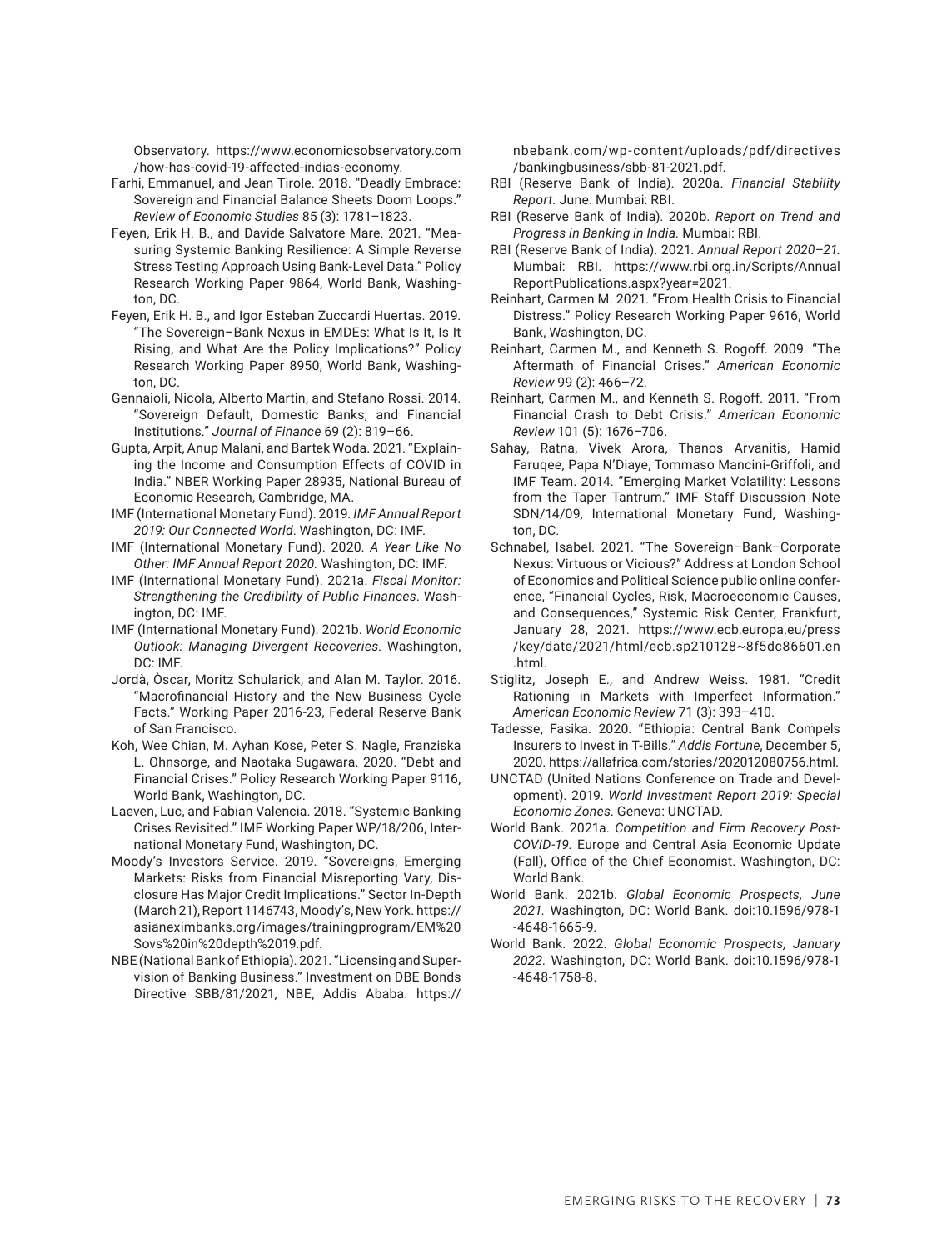Observatory. https://www.economicsobservatory.com/how-has-covid-19-affected-indias-economy.

Farhi, Emmanuel, and Jean Tirole. 2018. "Deadly Embrace: Sovereign and Financial Balance Sheets Doom Loops." *Review of Economic Studies* 85 (3): 1781–1823.

Feyen, Erik H. B., and Davide Salvatore Mare. 2021. "Measuring Systemic Banking Resilience: A Simple Reverse Stress Testing Approach Using Bank-Level Data." Policy Research Working Paper 9864, World Bank, Washington, DC.

Feyen, Erik H. B., and Igor Esteban Zuccardi Huertas. 2019. "The Sovereign–Bank Nexus in EMDEs: What Is It, Is It Rising, and What Are the Policy Implications?" Policy Research Working Paper 8950, World Bank, Washington, DC.

Gennaioli, Nicola, Alberto Martin, and Stefano Rossi. 2014. "Sovereign Default, Domestic Banks, and Financial Institutions." *Journal of Finance* 69 (2): 819–66.

Gupta, Arpit, Anup Malani, and Bartek Woda. 2021. "Explaining the Income and Consumption Effects of COVID in India." NBER Working Paper 28935, National Bureau of Economic Research, Cambridge, MA.

IMF (International Monetary Fund). 2019. *IMF Annual Report 2019: Our Connected World*. Washington, DC: IMF.

IMF (International Monetary Fund). 2020. *A Year Like No Other: IMF Annual Report 2020*. Washington, DC: IMF.

IMF (International Monetary Fund). 2021a. *Fiscal Monitor: Strengthening the Credibility of Public Finances*. Washington, DC: IMF.

IMF (International Monetary Fund). 2021b. *World Economic Outlook: Managing Divergent Recoveries*. Washington, DC: IMF.

Jordà, Òscar, Moritz Schularick, and Alan M. Taylor. 2016. "Macrofinancial History and the New Business Cycle Facts." Working Paper 2016-23, Federal Reserve Bank of San Francisco.

Koh, Wee Chian, M. Ayhan Kose, Peter S. Nagle, Franziska L. Ohnsorge, and Naotaka Sugawara. 2020. "Debt and Financial Crises." Policy Research Working Paper 9116, World Bank, Washington, DC.

Laeven, Luc, and Fabian Valencia. 2018. "Systemic Banking Crises Revisited." IMF Working Paper WP/18/206, International Monetary Fund, Washington, DC.

Moody's Investors Service. 2019. "Sovereigns, Emerging Markets: Risks from Financial Misreporting Vary, Disclosure Has Major Credit Implications." Sector In-Depth (March 21), Report 1146743, Moody's, New York. https://asianeximbanks.org/images/trainingprogram/EM%20Sovs%20in%20depth%2019.pdf.

NBE (National Bank of Ethiopia). 2021. "Licensing and Supervision of Banking Business." Investment on DBE Bonds Directive SBB/81/2021, NBE, Addis Ababa. https://nbebank.com/wp-content/uploads/pdf/directives/bankingbusiness/sbb-81-2021.pdf.

RBI (Reserve Bank of India). 2020a. *Financial Stability Report*. June. Mumbai: RBI.

RBI (Reserve Bank of India). 2020b. *Report on Trend and Progress in Banking in India*. Mumbai: RBI.

RBI (Reserve Bank of India). 2021. *Annual Report 2020–21*. Mumbai: RBI. https://www.rbi.org.in/Scripts/AnnualReportPublications.aspx?year=2021.

Reinhart, Carmen M. 2021. "From Health Crisis to Financial Distress." Policy Research Working Paper 9616, World Bank, Washington, DC.

Reinhart, Carmen M., and Kenneth S. Rogoff. 2009. "The Aftermath of Financial Crises." *American Economic Review* 99 (2): 466–72.

Reinhart, Carmen M., and Kenneth S. Rogoff. 2011. "From Financial Crash to Debt Crisis." *American Economic Review* 101 (5): 1676–706.

Sahay, Ratna, Vivek Arora, Thanos Arvanitis, Hamid Faruqee, Papa N'Diaye, Tommaso Mancini-Griffoli, and IMF Team. 2014. "Emerging Market Volatility: Lessons from the Taper Tantrum." IMF Staff Discussion Note SDN/14/09, International Monetary Fund, Washington, DC.

Schnabel, Isabel. 2021. "The Sovereign–Bank–Corporate Nexus: Virtuous or Vicious?" Address at London School of Economics and Political Science public online conference, "Financial Cycles, Risk, Macroeconomic Causes, and Consequences," Systemic Risk Center, Frankfurt, January 28, 2021. https://www.ecb.europa.eu/press/key/date/2021/html/ecb.sp210128~8f5dc86601.en.html.

Stiglitz, Joseph E., and Andrew Weiss. 1981. "Credit Rationing in Markets with Imperfect Information." *American Economic Review* 71 (3): 393–410.

Tadesse, Fasika. 2020. "Ethiopia: Central Bank Compels Insurers to Invest in T-Bills." *Addis Fortune*, December 5, 2020. https://allafrica.com/stories/202012080756.html.

UNCTAD (United Nations Conference on Trade and Development). 2019. *World Investment Report 2019: Special Economic Zones*. Geneva: UNCTAD.

World Bank. 2021a. *Competition and Firm Recovery Post-COVID-19*. Europe and Central Asia Economic Update (Fall), Office of the Chief Economist. Washington, DC: World Bank.

World Bank. 2021b. *Global Economic Prospects, June 2021*. Washington, DC: World Bank. doi:10.1596/978-1-4648-1665-9.

World Bank. 2022. *Global Economic Prospects, January 2022*. Washington, DC: World Bank. doi:10.1596/978-1-4648-1758-8.